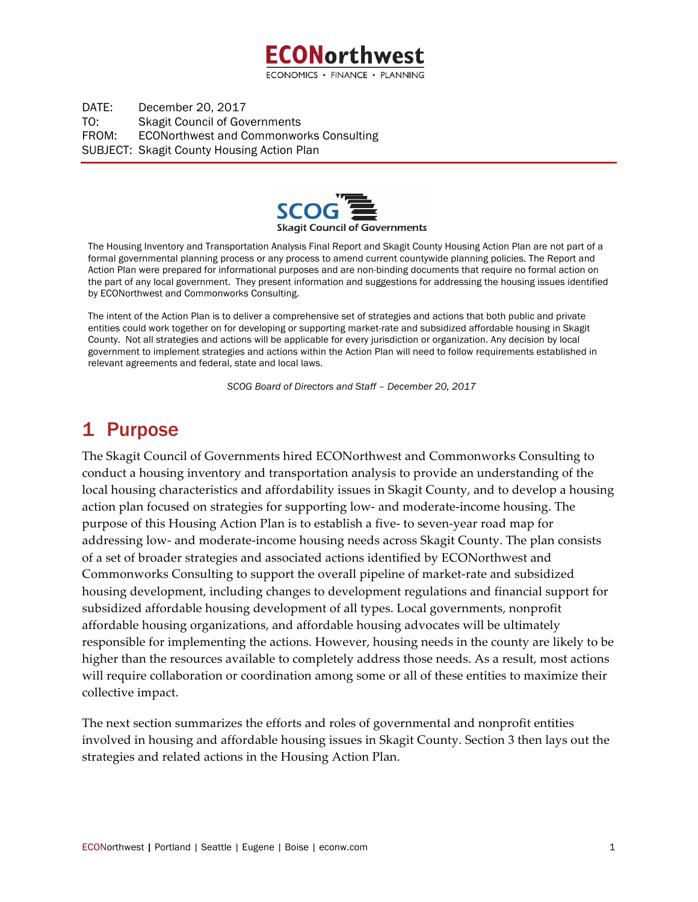DATE: December 20, 2017
TO: Skagit Council of Governments
FROM: ECONorthwest and Commonworks Consulting
SUBJECT: Skagit County Housing Action Plan

The Housing Inventory and Transportation Analysis Final Report and Skagit County Housing Action Plan are not part of a formal governmental planning process or any process to amend current countywide planning policies. The Report and Action Plan were prepared for informational purposes and are non-binding documents that require no formal action on the part of any local government. They present information and suggestions for addressing the housing issues identified by ECONorthwest and Commonworks Consulting.

The intent of the Action Plan is to deliver a comprehensive set of strategies and actions that both public and private entities could work together on for developing or supporting market-rate and subsidized affordable housing in Skagit County. Not all strategies and actions will be applicable for every jurisdiction or organization. Any decision by local government to implement strategies and actions within the Action Plan will need to follow requirements established in relevant agreements and federal, state and local laws.

*SCOG Board of Directors and Staff – December 20, 2017*

# 1 Purpose

The Skagit Council of Governments hired ECONorthwest and Commonworks Consulting to conduct a housing inventory and transportation analysis to provide an understanding of the local housing characteristics and affordability issues in Skagit County, and to develop a housing action plan focused on strategies for supporting low- and moderate-income housing. The purpose of this Housing Action Plan is to establish a five- to seven-year road map for addressing low- and moderate-income housing needs across Skagit County. The plan consists of a set of broader strategies and associated actions identified by ECONorthwest and Commonworks Consulting to support the overall pipeline of market-rate and subsidized housing development, including changes to development regulations and financial support for subsidized affordable housing development of all types. Local governments, nonprofit affordable housing organizations, and affordable housing advocates will be ultimately responsible for implementing the actions. However, housing needs in the county are likely to be higher than the resources available to completely address those needs. As a result, most actions will require collaboration or coordination among some or all of these entities to maximize their collective impact.

The next section summarizes the efforts and roles of governmental and nonprofit entities involved in housing and affordable housing issues in Skagit County. Section 3 then lays out the strategies and related actions in the Housing Action Plan.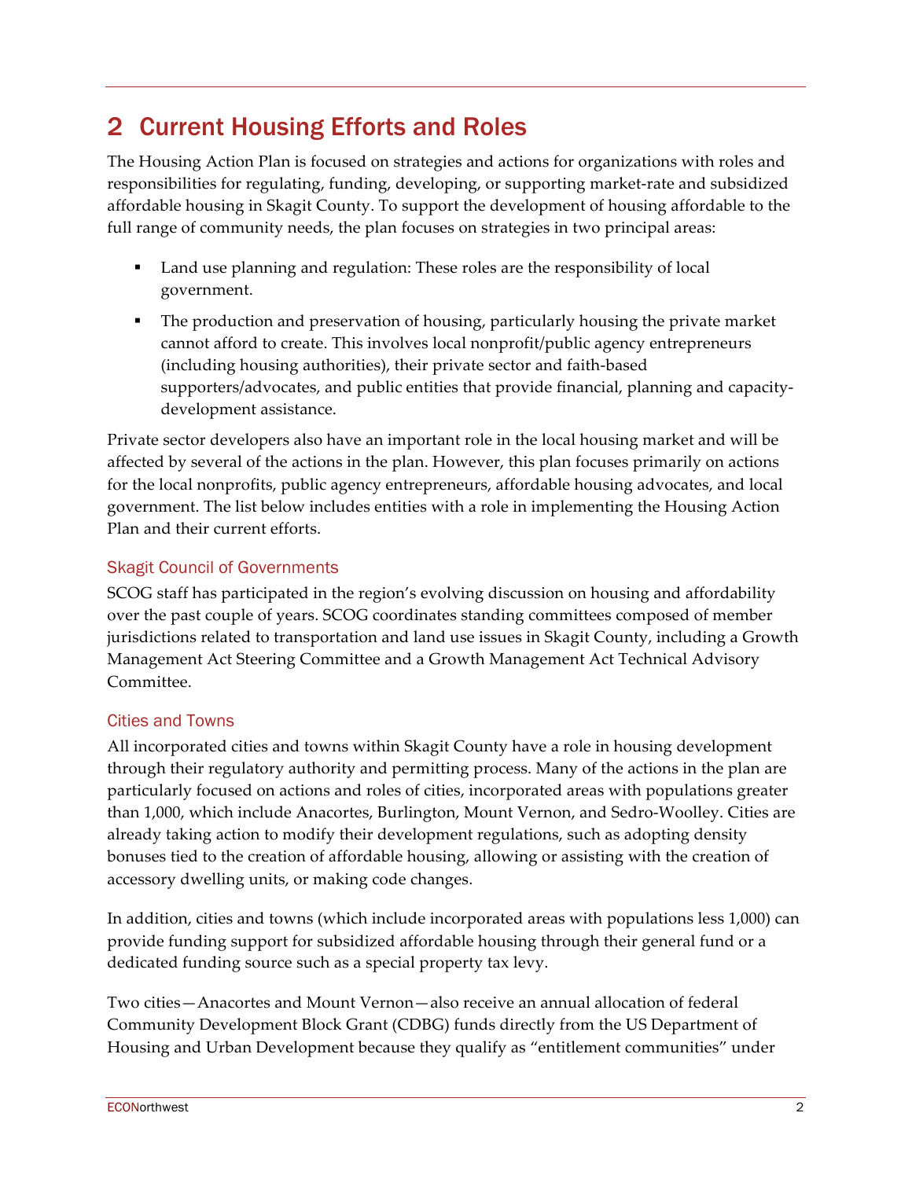# 2 Current Housing Efforts and Roles

The Housing Action Plan is focused on strategies and actions for organizations with roles and responsibilities for regulating, funding, developing, or supporting market-rate and subsidized affordable housing in Skagit County. To support the development of housing affordable to the full range of community needs, the plan focuses on strategies in two principal areas:

- Land use planning and regulation: These roles are the responsibility of local government.
- The production and preservation of housing, particularly housing the private market cannot afford to create. This involves local nonprofit/public agency entrepreneurs (including housing authorities), their private sector and faith-based supporters/advocates, and public entities that provide financial, planning and capacity-development assistance.

Private sector developers also have an important role in the local housing market and will be affected by several of the actions in the plan. However, this plan focuses primarily on actions for the local nonprofits, public agency entrepreneurs, affordable housing advocates, and local government. The list below includes entities with a role in implementing the Housing Action Plan and their current efforts.

### Skagit Council of Governments

SCOG staff has participated in the region's evolving discussion on housing and affordability over the past couple of years. SCOG coordinates standing committees composed of member jurisdictions related to transportation and land use issues in Skagit County, including a Growth Management Act Steering Committee and a Growth Management Act Technical Advisory Committee.

### Cities and Towns

All incorporated cities and towns within Skagit County have a role in housing development through their regulatory authority and permitting process. Many of the actions in the plan are particularly focused on actions and roles of cities, incorporated areas with populations greater than 1,000, which include Anacortes, Burlington, Mount Vernon, and Sedro-Woolley. Cities are already taking action to modify their development regulations, such as adopting density bonuses tied to the creation of affordable housing, allowing or assisting with the creation of accessory dwelling units, or making code changes.

In addition, cities and towns (which include incorporated areas with populations less 1,000) can provide funding support for subsidized affordable housing through their general fund or a dedicated funding source such as a special property tax levy.

Two cities—Anacortes and Mount Vernon—also receive an annual allocation of federal Community Development Block Grant (CDBG) funds directly from the US Department of Housing and Urban Development because they qualify as "entitlement communities" under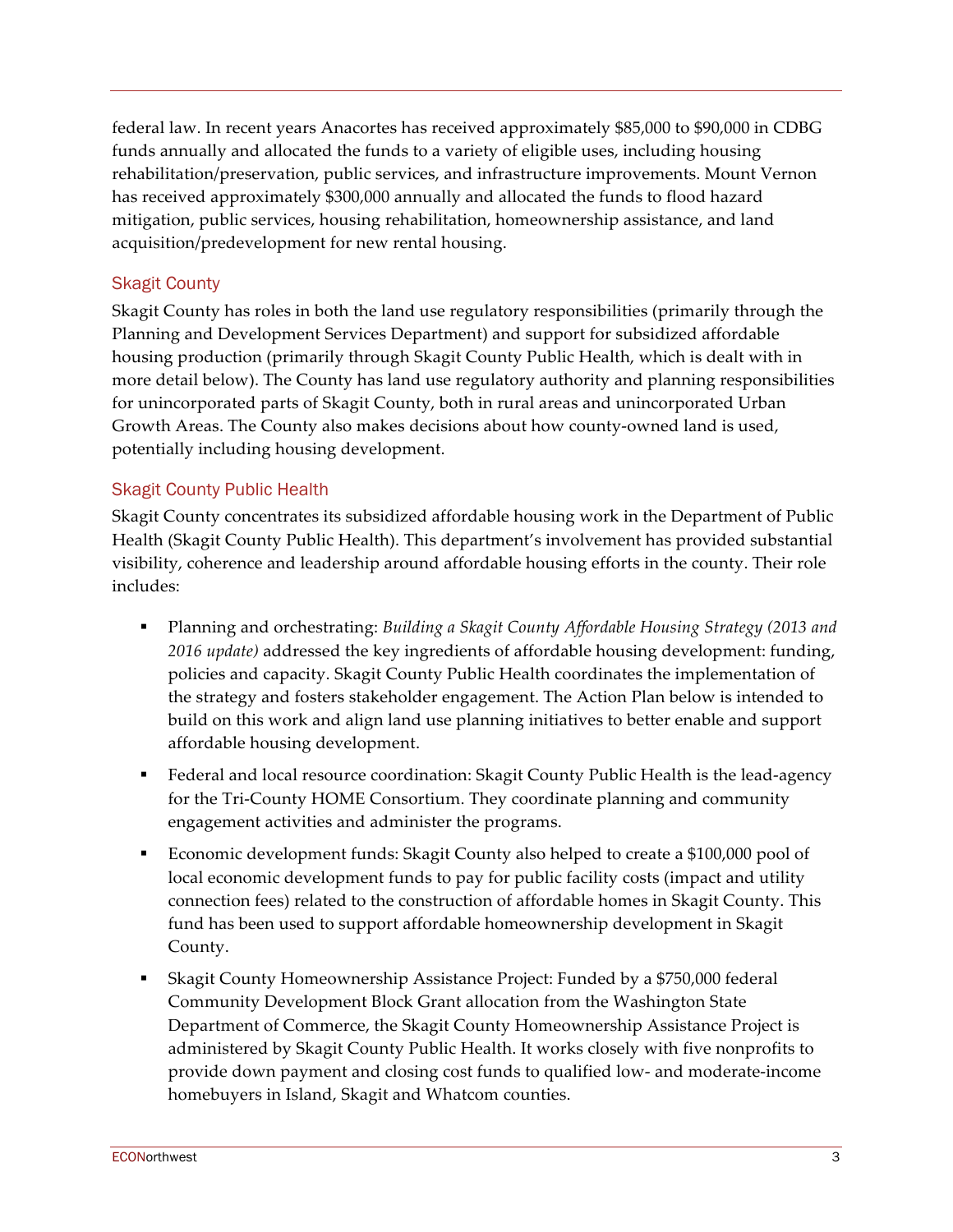federal law. In recent years Anacortes has received approximately $85,000 to $90,000 in CDBG funds annually and allocated the funds to a variety of eligible uses, including housing rehabilitation/preservation, public services, and infrastructure improvements. Mount Vernon has received approximately $300,000 annually and allocated the funds to flood hazard mitigation, public services, housing rehabilitation, homeownership assistance, and land acquisition/predevelopment for new rental housing.

### Skagit County

Skagit County has roles in both the land use regulatory responsibilities (primarily through the Planning and Development Services Department) and support for subsidized affordable housing production (primarily through Skagit County Public Health, which is dealt with in more detail below). The County has land use regulatory authority and planning responsibilities for unincorporated parts of Skagit County, both in rural areas and unincorporated Urban Growth Areas. The County also makes decisions about how county-owned land is used, potentially including housing development.

### Skagit County Public Health

Skagit County concentrates its subsidized affordable housing work in the Department of Public Health (Skagit County Public Health). This department's involvement has provided substantial visibility, coherence and leadership around affordable housing efforts in the county. Their role includes:

- Planning and orchestrating: *Building a Skagit County Affordable Housing Strategy (2013 and 2016 update)* addressed the key ingredients of affordable housing development: funding, policies and capacity. Skagit County Public Health coordinates the implementation of the strategy and fosters stakeholder engagement. The Action Plan below is intended to build on this work and align land use planning initiatives to better enable and support affordable housing development.
- Federal and local resource coordination: Skagit County Public Health is the lead-agency for the Tri-County HOME Consortium. They coordinate planning and community engagement activities and administer the programs.
- Economic development funds: Skagit County also helped to create a $100,000 pool of local economic development funds to pay for public facility costs (impact and utility connection fees) related to the construction of affordable homes in Skagit County. This fund has been used to support affordable homeownership development in Skagit County.
- Skagit County Homeownership Assistance Project: Funded by a $750,000 federal Community Development Block Grant allocation from the Washington State Department of Commerce, the Skagit County Homeownership Assistance Project is administered by Skagit County Public Health. It works closely with five nonprofits to provide down payment and closing cost funds to qualified low- and moderate-income homebuyers in Island, Skagit and Whatcom counties.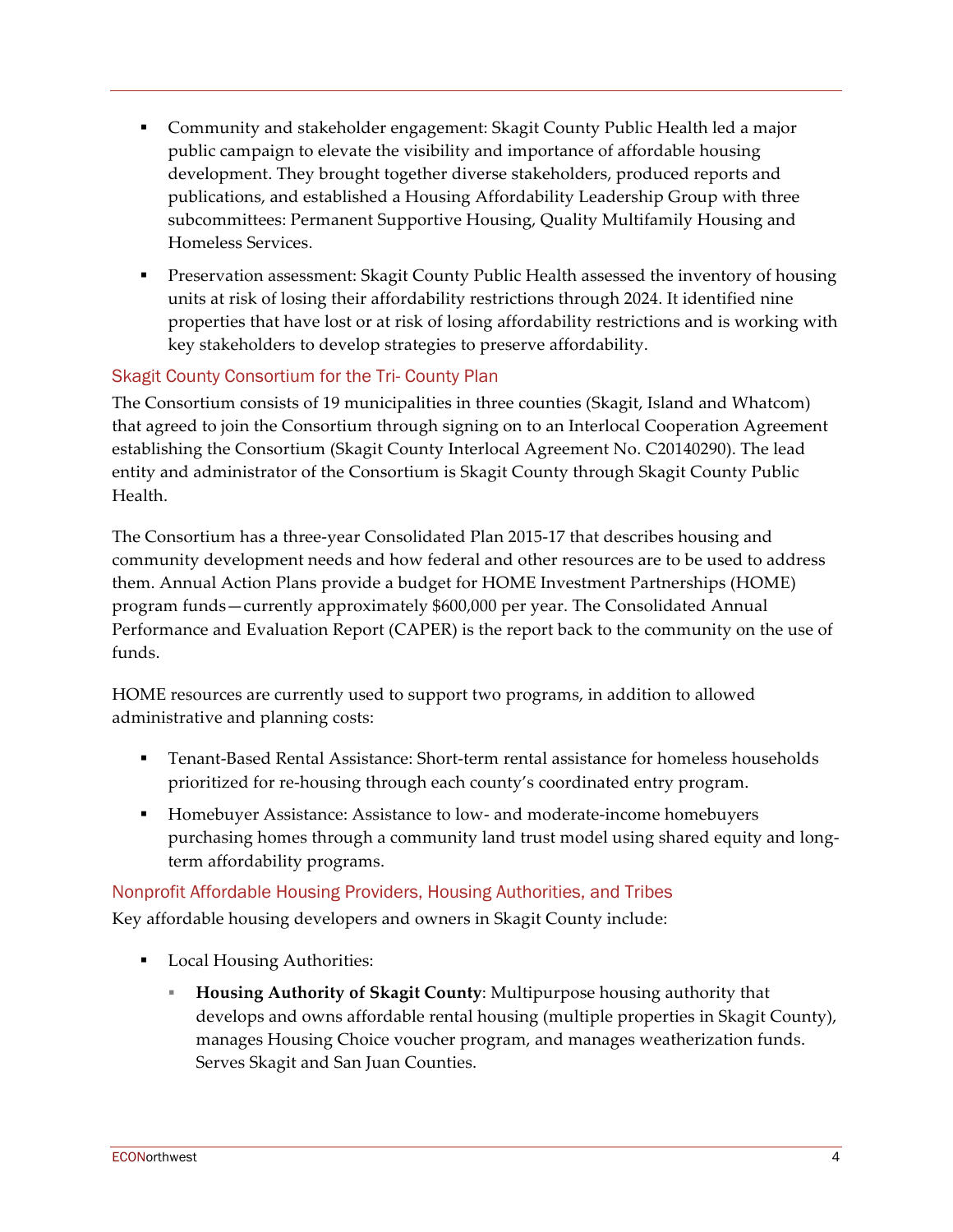- Community and stakeholder engagement: Skagit County Public Health led a major public campaign to elevate the visibility and importance of affordable housing development. They brought together diverse stakeholders, produced reports and publications, and established a Housing Affordability Leadership Group with three subcommittees: Permanent Supportive Housing, Quality Multifamily Housing and Homeless Services.
- Preservation assessment: Skagit County Public Health assessed the inventory of housing units at risk of losing their affordability restrictions through 2024. It identified nine properties that have lost or at risk of losing affordability restrictions and is working with key stakeholders to develop strategies to preserve affordability.

### Skagit County Consortium for the Tri- County Plan

The Consortium consists of 19 municipalities in three counties (Skagit, Island and Whatcom) that agreed to join the Consortium through signing on to an Interlocal Cooperation Agreement establishing the Consortium (Skagit County Interlocal Agreement No. C20140290). The lead entity and administrator of the Consortium is Skagit County through Skagit County Public Health.

The Consortium has a three-year Consolidated Plan 2015-17 that describes housing and community development needs and how federal and other resources are to be used to address them. Annual Action Plans provide a budget for HOME Investment Partnerships (HOME) program funds—currently approximately $600,000 per year. The Consolidated Annual Performance and Evaluation Report (CAPER) is the report back to the community on the use of funds.

HOME resources are currently used to support two programs, in addition to allowed administrative and planning costs:

- Tenant-Based Rental Assistance: Short-term rental assistance for homeless households prioritized for re-housing through each county's coordinated entry program.
- Homebuyer Assistance: Assistance to low- and moderate-income homebuyers purchasing homes through a community land trust model using shared equity and long-term affordability programs.

### Nonprofit Affordable Housing Providers, Housing Authorities, and Tribes

Key affordable housing developers and owners in Skagit County include:

- Local Housing Authorities:
  - **Housing Authority of Skagit County**: Multipurpose housing authority that develops and owns affordable rental housing (multiple properties in Skagit County), manages Housing Choice voucher program, and manages weatherization funds. Serves Skagit and San Juan Counties.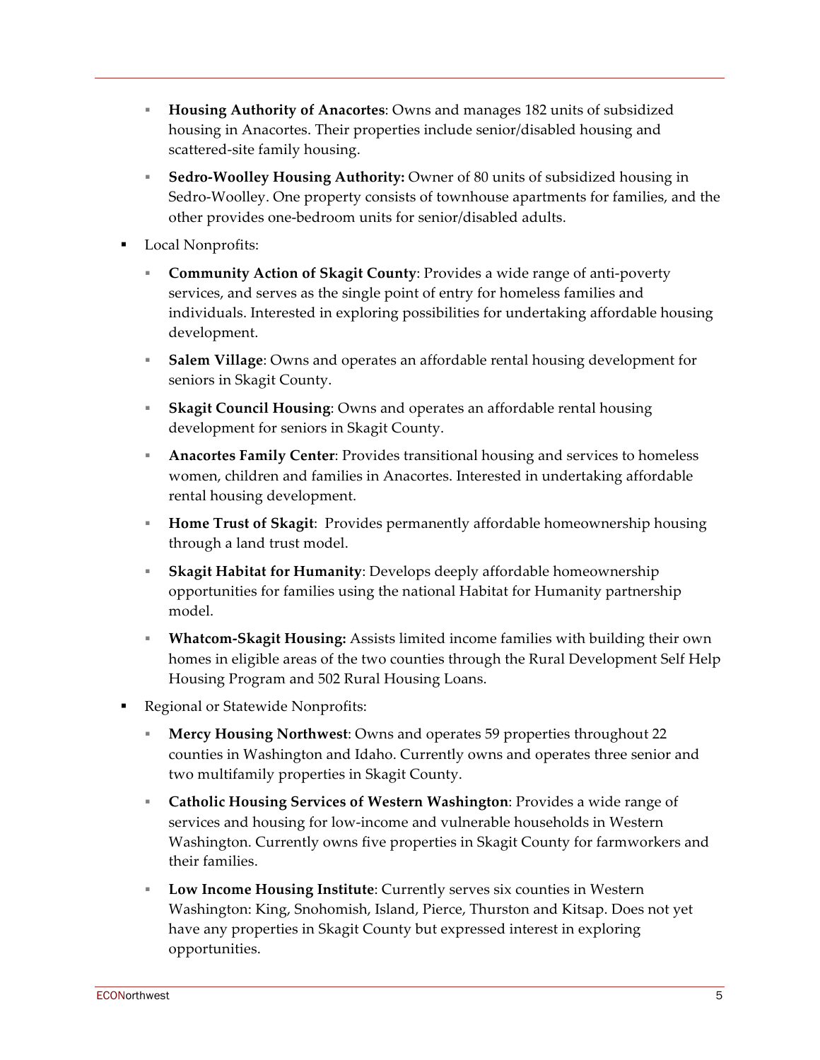- **Housing Authority of Anacortes**: Owns and manages 182 units of subsidized housing in Anacortes. Their properties include senior/disabled housing and scattered-site family housing.
- **Sedro-Woolley Housing Authority:** Owner of 80 units of subsidized housing in Sedro-Woolley. One property consists of townhouse apartments for families, and the other provides one-bedroom units for senior/disabled adults.

- Local Nonprofits:
  - **Community Action of Skagit County**: Provides a wide range of anti-poverty services, and serves as the single point of entry for homeless families and individuals. Interested in exploring possibilities for undertaking affordable housing development.
  - **Salem Village**: Owns and operates an affordable rental housing development for seniors in Skagit County.
  - **Skagit Council Housing**: Owns and operates an affordable rental housing development for seniors in Skagit County.
  - **Anacortes Family Center**: Provides transitional housing and services to homeless women, children and families in Anacortes. Interested in undertaking affordable rental housing development.
  - **Home Trust of Skagit**: Provides permanently affordable homeownership housing through a land trust model.
  - **Skagit Habitat for Humanity**: Develops deeply affordable homeownership opportunities for families using the national Habitat for Humanity partnership model.
  - **Whatcom-Skagit Housing:** Assists limited income families with building their own homes in eligible areas of the two counties through the Rural Development Self Help Housing Program and 502 Rural Housing Loans.
- Regional or Statewide Nonprofits:
  - **Mercy Housing Northwest**: Owns and operates 59 properties throughout 22 counties in Washington and Idaho. Currently owns and operates three senior and two multifamily properties in Skagit County.
  - **Catholic Housing Services of Western Washington**: Provides a wide range of services and housing for low-income and vulnerable households in Western Washington. Currently owns five properties in Skagit County for farmworkers and their families.
  - **Low Income Housing Institute**: Currently serves six counties in Western Washington: King, Snohomish, Island, Pierce, Thurston and Kitsap. Does not yet have any properties in Skagit County but expressed interest in exploring opportunities.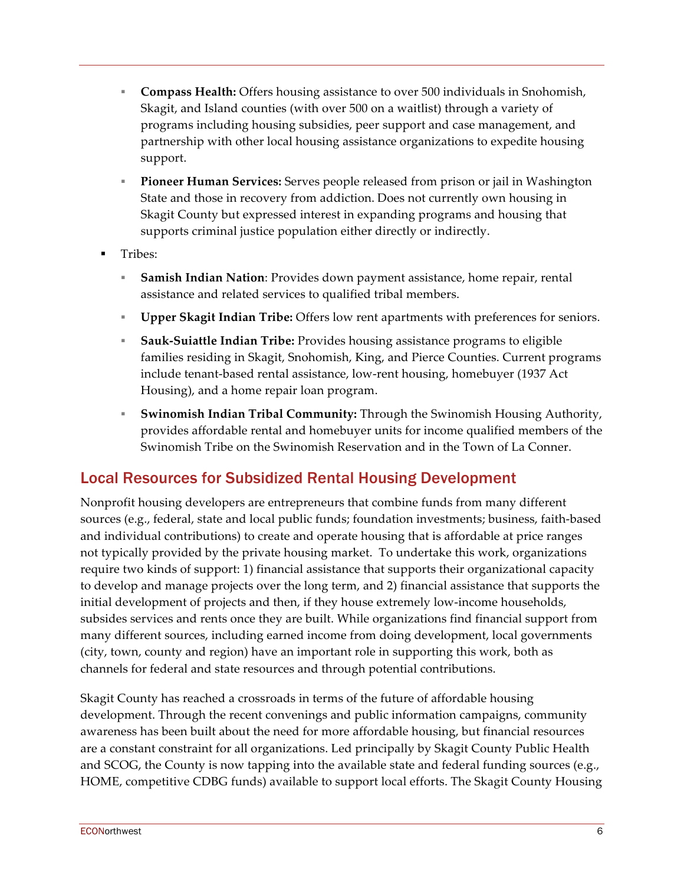- **Compass Health:** Offers housing assistance to over 500 individuals in Snohomish, Skagit, and Island counties (with over 500 on a waitlist) through a variety of programs including housing subsidies, peer support and case management, and partnership with other local housing assistance organizations to expedite housing support.
  - **Pioneer Human Services:** Serves people released from prison or jail in Washington State and those in recovery from addiction. Does not currently own housing in Skagit County but expressed interest in expanding programs and housing that supports criminal justice population either directly or indirectly.
- Tribes:
  - **Samish Indian Nation**: Provides down payment assistance, home repair, rental assistance and related services to qualified tribal members.
  - **Upper Skagit Indian Tribe:** Offers low rent apartments with preferences for seniors.
  - **Sauk-Suiattle Indian Tribe:** Provides housing assistance programs to eligible families residing in Skagit, Snohomish, King, and Pierce Counties. Current programs include tenant-based rental assistance, low-rent housing, homebuyer (1937 Act Housing), and a home repair loan program.
  - **Swinomish Indian Tribal Community:** Through the Swinomish Housing Authority, provides affordable rental and homebuyer units for income qualified members of the Swinomish Tribe on the Swinomish Reservation and in the Town of La Conner.

## Local Resources for Subsidized Rental Housing Development

Nonprofit housing developers are entrepreneurs that combine funds from many different sources (e.g., federal, state and local public funds; foundation investments; business, faith-based and individual contributions) to create and operate housing that is affordable at price ranges not typically provided by the private housing market. To undertake this work, organizations require two kinds of support: 1) financial assistance that supports their organizational capacity to develop and manage projects over the long term, and 2) financial assistance that supports the initial development of projects and then, if they house extremely low-income households, subsides services and rents once they are built. While organizations find financial support from many different sources, including earned income from doing development, local governments (city, town, county and region) have an important role in supporting this work, both as channels for federal and state resources and through potential contributions.

Skagit County has reached a crossroads in terms of the future of affordable housing development. Through the recent convenings and public information campaigns, community awareness has been built about the need for more affordable housing, but financial resources are a constant constraint for all organizations. Led principally by Skagit County Public Health and SCOG, the County is now tapping into the available state and federal funding sources (e.g., HOME, competitive CDBG funds) available to support local efforts. The Skagit County Housing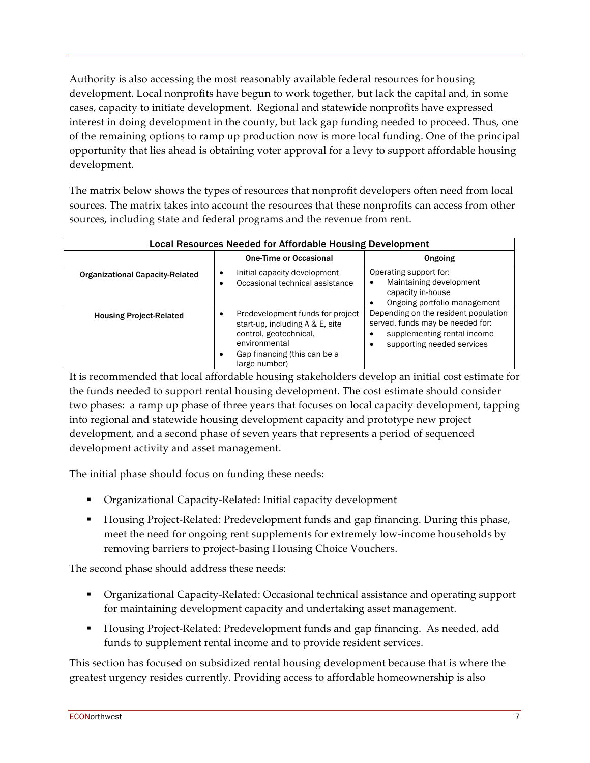Authority is also accessing the most reasonably available federal resources for housing development. Local nonprofits have begun to work together, but lack the capital and, in some cases, capacity to initiate development. Regional and statewide nonprofits have expressed interest in doing development in the county, but lack gap funding needed to proceed. Thus, one of the remaining options to ramp up production now is more local funding. One of the principal opportunity that lies ahead is obtaining voter approval for a levy to support affordable housing development.

The matrix below shows the types of resources that nonprofit developers often need from local sources. The matrix takes into account the resources that these nonprofits can access from other sources, including state and federal programs and the revenue from rent.

| Local Resources Needed for Affordable Housing Development | | |
|---|---|---|
| | **One-Time or Occasional** | **Ongoing** |
| **Organizational Capacity-Related** | • Initial capacity development<br>• Occasional technical assistance | Operating support for:<br>• Maintaining development capacity in-house<br>• Ongoing portfolio management |
| **Housing Project-Related** | • Predevelopment funds for project start-up, including A & E, site control, geotechnical, environmental<br>• Gap financing (this can be a large number) | Depending on the resident population served, funds may be needed for:<br>• supplementing rental income<br>• supporting needed services |

It is recommended that local affordable housing stakeholders develop an initial cost estimate for the funds needed to support rental housing development. The cost estimate should consider two phases: a ramp up phase of three years that focuses on local capacity development, tapping into regional and statewide housing development capacity and prototype new project development, and a second phase of seven years that represents a period of sequenced development activity and asset management.

The initial phase should focus on funding these needs:

- Organizational Capacity-Related: Initial capacity development
- Housing Project-Related: Predevelopment funds and gap financing. During this phase, meet the need for ongoing rent supplements for extremely low-income households by removing barriers to project-basing Housing Choice Vouchers.

The second phase should address these needs:

- Organizational Capacity-Related: Occasional technical assistance and operating support for maintaining development capacity and undertaking asset management.
- Housing Project-Related: Predevelopment funds and gap financing. As needed, add funds to supplement rental income and to provide resident services.

This section has focused on subsidized rental housing development because that is where the greatest urgency resides currently. Providing access to affordable homeownership is also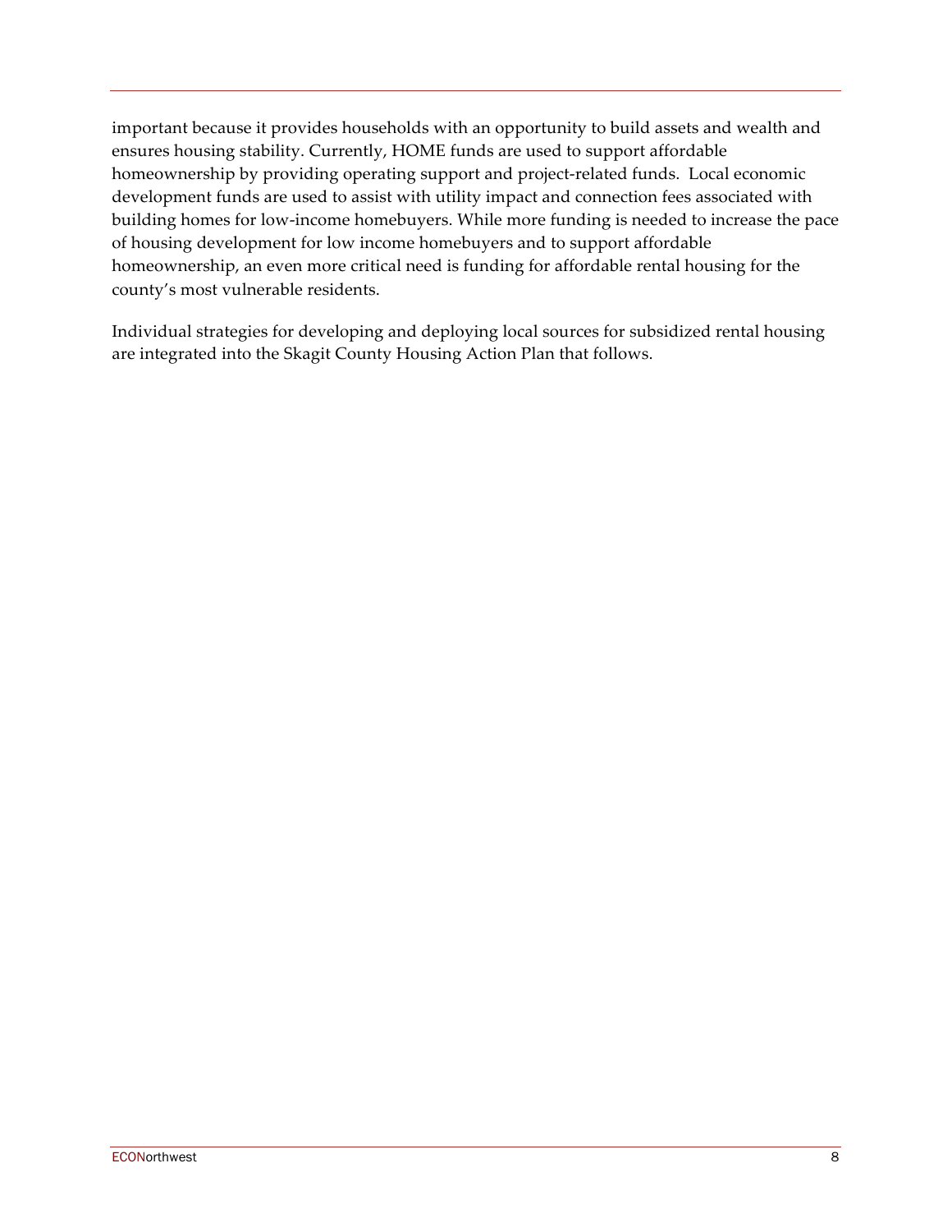important because it provides households with an opportunity to build assets and wealth and ensures housing stability. Currently, HOME funds are used to support affordable homeownership by providing operating support and project-related funds. Local economic development funds are used to assist with utility impact and connection fees associated with building homes for low-income homebuyers. While more funding is needed to increase the pace of housing development for low income homebuyers and to support affordable homeownership, an even more critical need is funding for affordable rental housing for the county's most vulnerable residents.

Individual strategies for developing and deploying local sources for subsidized rental housing are integrated into the Skagit County Housing Action Plan that follows.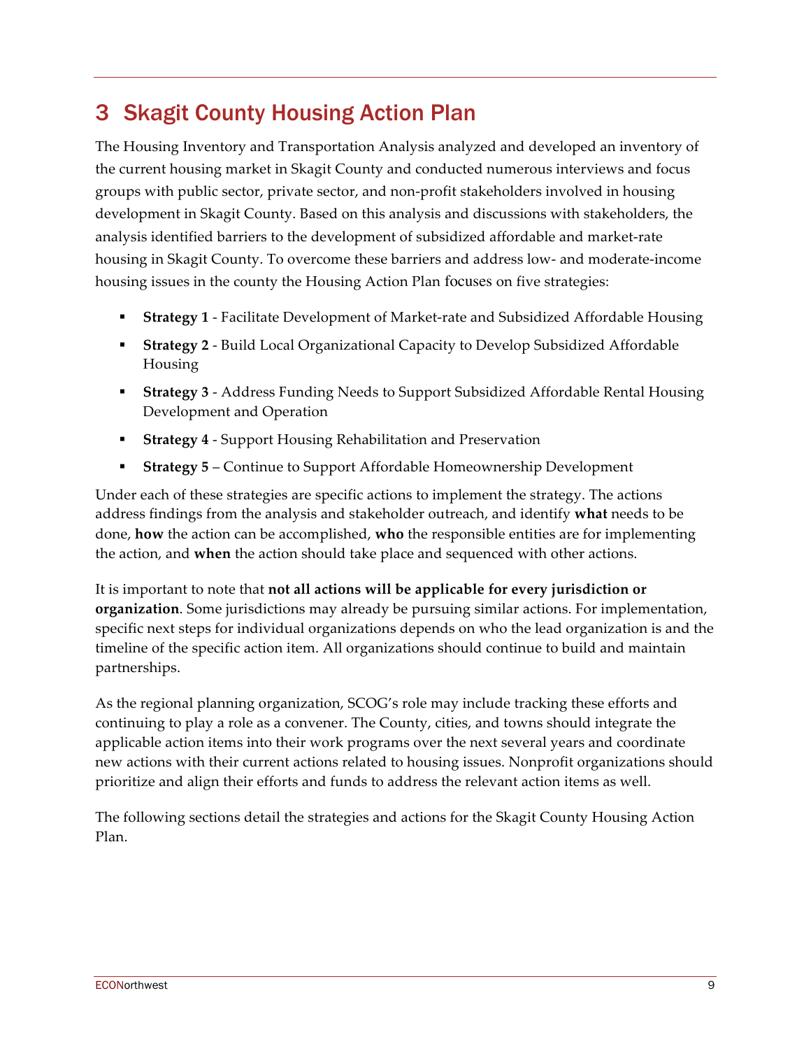# 3 Skagit County Housing Action Plan

The Housing Inventory and Transportation Analysis analyzed and developed an inventory of the current housing market in Skagit County and conducted numerous interviews and focus groups with public sector, private sector, and non-profit stakeholders involved in housing development in Skagit County. Based on this analysis and discussions with stakeholders, the analysis identified barriers to the development of subsidized affordable and market-rate housing in Skagit County. To overcome these barriers and address low- and moderate-income housing issues in the county the Housing Action Plan focuses on five strategies:

- **Strategy 1** - Facilitate Development of Market-rate and Subsidized Affordable Housing
- **Strategy 2** - Build Local Organizational Capacity to Develop Subsidized Affordable Housing
- **Strategy 3** - Address Funding Needs to Support Subsidized Affordable Rental Housing Development and Operation
- **Strategy 4** - Support Housing Rehabilitation and Preservation
- **Strategy 5** – Continue to Support Affordable Homeownership Development

Under each of these strategies are specific actions to implement the strategy. The actions address findings from the analysis and stakeholder outreach, and identify **what** needs to be done, **how** the action can be accomplished, **who** the responsible entities are for implementing the action, and **when** the action should take place and sequenced with other actions.

It is important to note that **not all actions will be applicable for every jurisdiction or organization**. Some jurisdictions may already be pursuing similar actions. For implementation, specific next steps for individual organizations depends on who the lead organization is and the timeline of the specific action item. All organizations should continue to build and maintain partnerships.

As the regional planning organization, SCOG's role may include tracking these efforts and continuing to play a role as a convener. The County, cities, and towns should integrate the applicable action items into their work programs over the next several years and coordinate new actions with their current actions related to housing issues. Nonprofit organizations should prioritize and align their efforts and funds to address the relevant action items as well.

The following sections detail the strategies and actions for the Skagit County Housing Action Plan.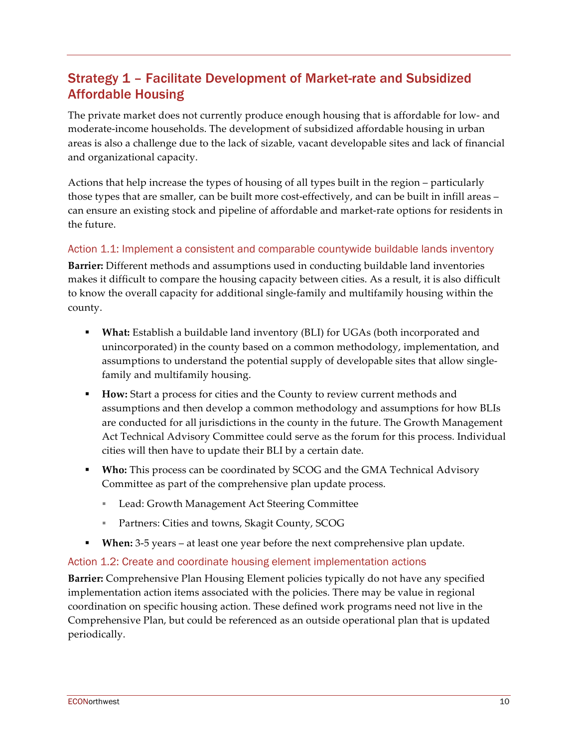## Strategy 1 – Facilitate Development of Market-rate and Subsidized Affordable Housing

The private market does not currently produce enough housing that is affordable for low- and moderate-income households. The development of subsidized affordable housing in urban areas is also a challenge due to the lack of sizable, vacant developable sites and lack of financial and organizational capacity.

Actions that help increase the types of housing of all types built in the region – particularly those types that are smaller, can be built more cost-effectively, and can be built in infill areas – can ensure an existing stock and pipeline of affordable and market-rate options for residents in the future.

### Action 1.1: Implement a consistent and comparable countywide buildable lands inventory

**Barrier:** Different methods and assumptions used in conducting buildable land inventories makes it difficult to compare the housing capacity between cities. As a result, it is also difficult to know the overall capacity for additional single-family and multifamily housing within the county.

- **What:** Establish a buildable land inventory (BLI) for UGAs (both incorporated and unincorporated) in the county based on a common methodology, implementation, and assumptions to understand the potential supply of developable sites that allow single-family and multifamily housing.
- **How:** Start a process for cities and the County to review current methods and assumptions and then develop a common methodology and assumptions for how BLIs are conducted for all jurisdictions in the county in the future. The Growth Management Act Technical Advisory Committee could serve as the forum for this process. Individual cities will then have to update their BLI by a certain date.
- **Who:** This process can be coordinated by SCOG and the GMA Technical Advisory Committee as part of the comprehensive plan update process.
  - Lead: Growth Management Act Steering Committee
  - Partners: Cities and towns, Skagit County, SCOG
- **When:** 3-5 years – at least one year before the next comprehensive plan update.

### Action 1.2: Create and coordinate housing element implementation actions

**Barrier:** Comprehensive Plan Housing Element policies typically do not have any specified implementation action items associated with the policies. There may be value in regional coordination on specific housing action. These defined work programs need not live in the Comprehensive Plan, but could be referenced as an outside operational plan that is updated periodically.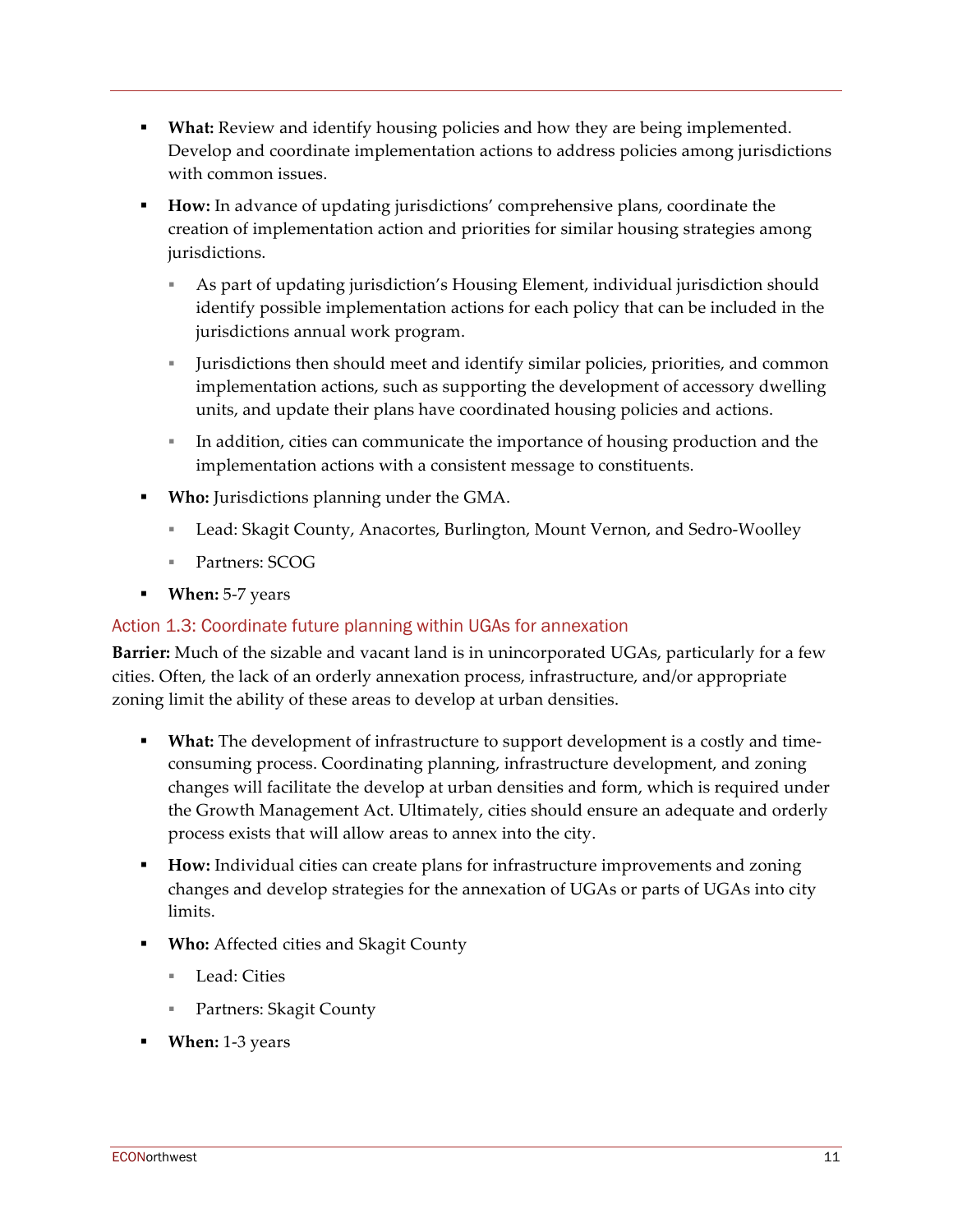- **What:** Review and identify housing policies and how they are being implemented. Develop and coordinate implementation actions to address policies among jurisdictions with common issues.
- **How:** In advance of updating jurisdictions' comprehensive plans, coordinate the creation of implementation action and priorities for similar housing strategies among jurisdictions.
  - As part of updating jurisdiction's Housing Element, individual jurisdiction should identify possible implementation actions for each policy that can be included in the jurisdictions annual work program.
  - Jurisdictions then should meet and identify similar policies, priorities, and common implementation actions, such as supporting the development of accessory dwelling units, and update their plans have coordinated housing policies and actions.
  - In addition, cities can communicate the importance of housing production and the implementation actions with a consistent message to constituents.
- **Who:** Jurisdictions planning under the GMA.
  - Lead: Skagit County, Anacortes, Burlington, Mount Vernon, and Sedro-Woolley
  - Partners: SCOG
- **When:** 5-7 years

### Action 1.3: Coordinate future planning within UGAs for annexation

**Barrier:** Much of the sizable and vacant land is in unincorporated UGAs, particularly for a few cities. Often, the lack of an orderly annexation process, infrastructure, and/or appropriate zoning limit the ability of these areas to develop at urban densities.

- **What:** The development of infrastructure to support development is a costly and time-consuming process. Coordinating planning, infrastructure development, and zoning changes will facilitate the develop at urban densities and form, which is required under the Growth Management Act. Ultimately, cities should ensure an adequate and orderly process exists that will allow areas to annex into the city.
- **How:** Individual cities can create plans for infrastructure improvements and zoning changes and develop strategies for the annexation of UGAs or parts of UGAs into city limits.
- **Who:** Affected cities and Skagit County
  - Lead: Cities
  - Partners: Skagit County
- **When:** 1-3 years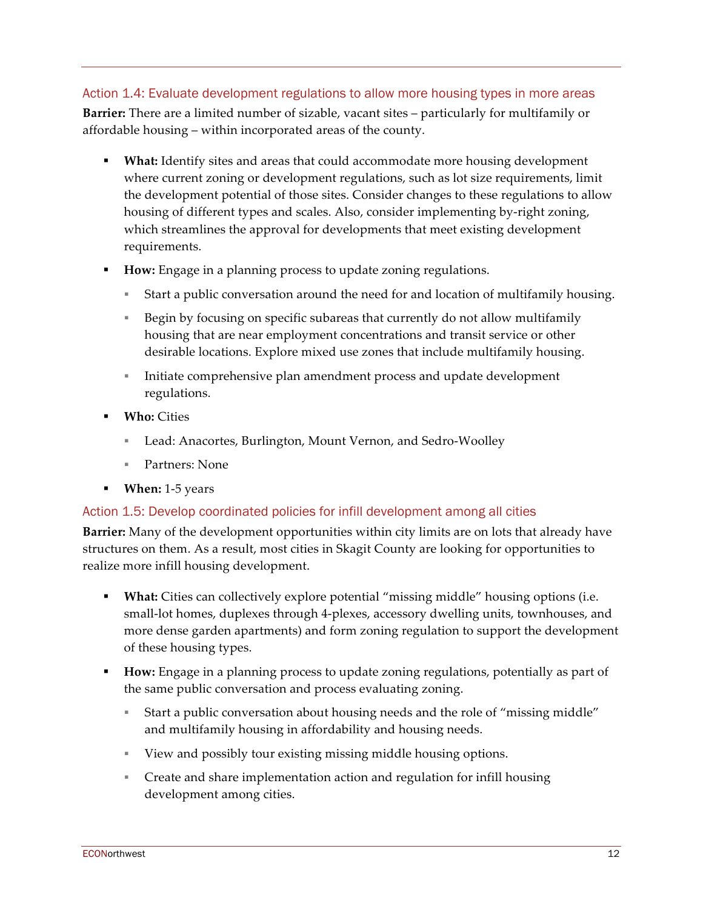### Action 1.4: Evaluate development regulations to allow more housing types in more areas

**Barrier:** There are a limited number of sizable, vacant sites – particularly for multifamily or affordable housing – within incorporated areas of the county.

- **What:** Identify sites and areas that could accommodate more housing development where current zoning or development regulations, such as lot size requirements, limit the development potential of those sites. Consider changes to these regulations to allow housing of different types and scales. Also, consider implementing by-right zoning, which streamlines the approval for developments that meet existing development requirements.
- **How:** Engage in a planning process to update zoning regulations.
  - Start a public conversation around the need for and location of multifamily housing.
  - Begin by focusing on specific subareas that currently do not allow multifamily housing that are near employment concentrations and transit service or other desirable locations. Explore mixed use zones that include multifamily housing.
  - Initiate comprehensive plan amendment process and update development regulations.
- **Who:** Cities
  - Lead: Anacortes, Burlington, Mount Vernon, and Sedro-Woolley
  - Partners: None
- **When:** 1-5 years

### Action 1.5: Develop coordinated policies for infill development among all cities

**Barrier:** Many of the development opportunities within city limits are on lots that already have structures on them. As a result, most cities in Skagit County are looking for opportunities to realize more infill housing development.

- **What:** Cities can collectively explore potential "missing middle" housing options (i.e. small-lot homes, duplexes through 4-plexes, accessory dwelling units, townhouses, and more dense garden apartments) and form zoning regulation to support the development of these housing types.
- **How:** Engage in a planning process to update zoning regulations, potentially as part of the same public conversation and process evaluating zoning.
  - Start a public conversation about housing needs and the role of "missing middle" and multifamily housing in affordability and housing needs.
  - View and possibly tour existing missing middle housing options.
  - Create and share implementation action and regulation for infill housing development among cities.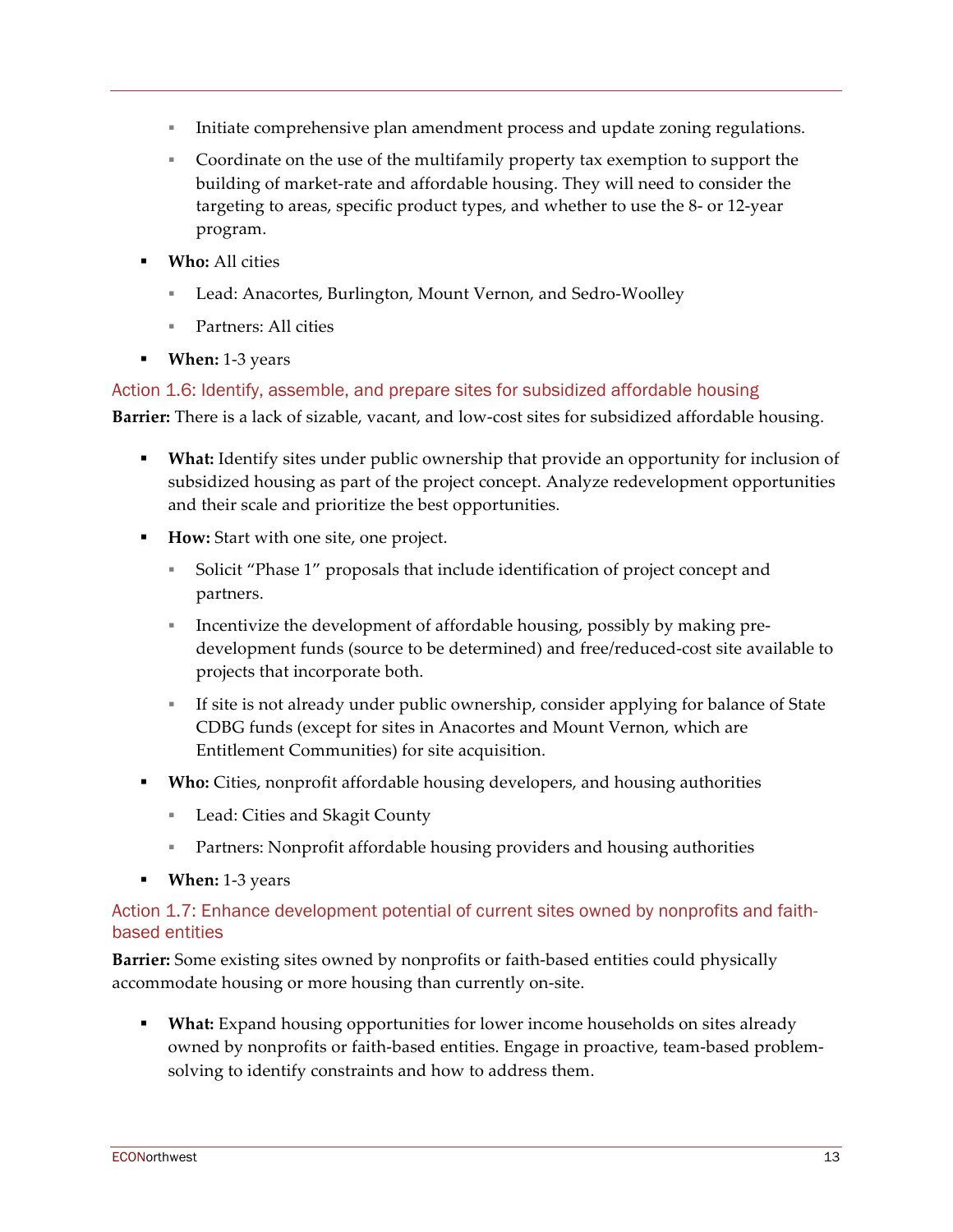- Initiate comprehensive plan amendment process and update zoning regulations.
    - Coordinate on the use of the multifamily property tax exemption to support the building of market-rate and affordable housing. They will need to consider the targeting to areas, specific product types, and whether to use the 8- or 12-year program.
- **Who:** All cities
    - Lead: Anacortes, Burlington, Mount Vernon, and Sedro-Woolley
    - Partners: All cities
- **When:** 1-3 years

### Action 1.6: Identify, assemble, and prepare sites for subsidized affordable housing

**Barrier:** There is a lack of sizable, vacant, and low-cost sites for subsidized affordable housing.

- **What:** Identify sites under public ownership that provide an opportunity for inclusion of subsidized housing as part of the project concept. Analyze redevelopment opportunities and their scale and prioritize the best opportunities.
- **How:** Start with one site, one project.
    - Solicit "Phase 1" proposals that include identification of project concept and partners.
    - Incentivize the development of affordable housing, possibly by making pre-development funds (source to be determined) and free/reduced-cost site available to projects that incorporate both.
    - If site is not already under public ownership, consider applying for balance of State CDBG funds (except for sites in Anacortes and Mount Vernon, which are Entitlement Communities) for site acquisition.
- **Who:** Cities, nonprofit affordable housing developers, and housing authorities
    - Lead: Cities and Skagit County
    - Partners: Nonprofit affordable housing providers and housing authorities
- **When:** 1-3 years

### Action 1.7: Enhance development potential of current sites owned by nonprofits and faith-based entities

**Barrier:** Some existing sites owned by nonprofits or faith-based entities could physically accommodate housing or more housing than currently on-site.

- **What:** Expand housing opportunities for lower income households on sites already owned by nonprofits or faith-based entities. Engage in proactive, team-based problem-solving to identify constraints and how to address them.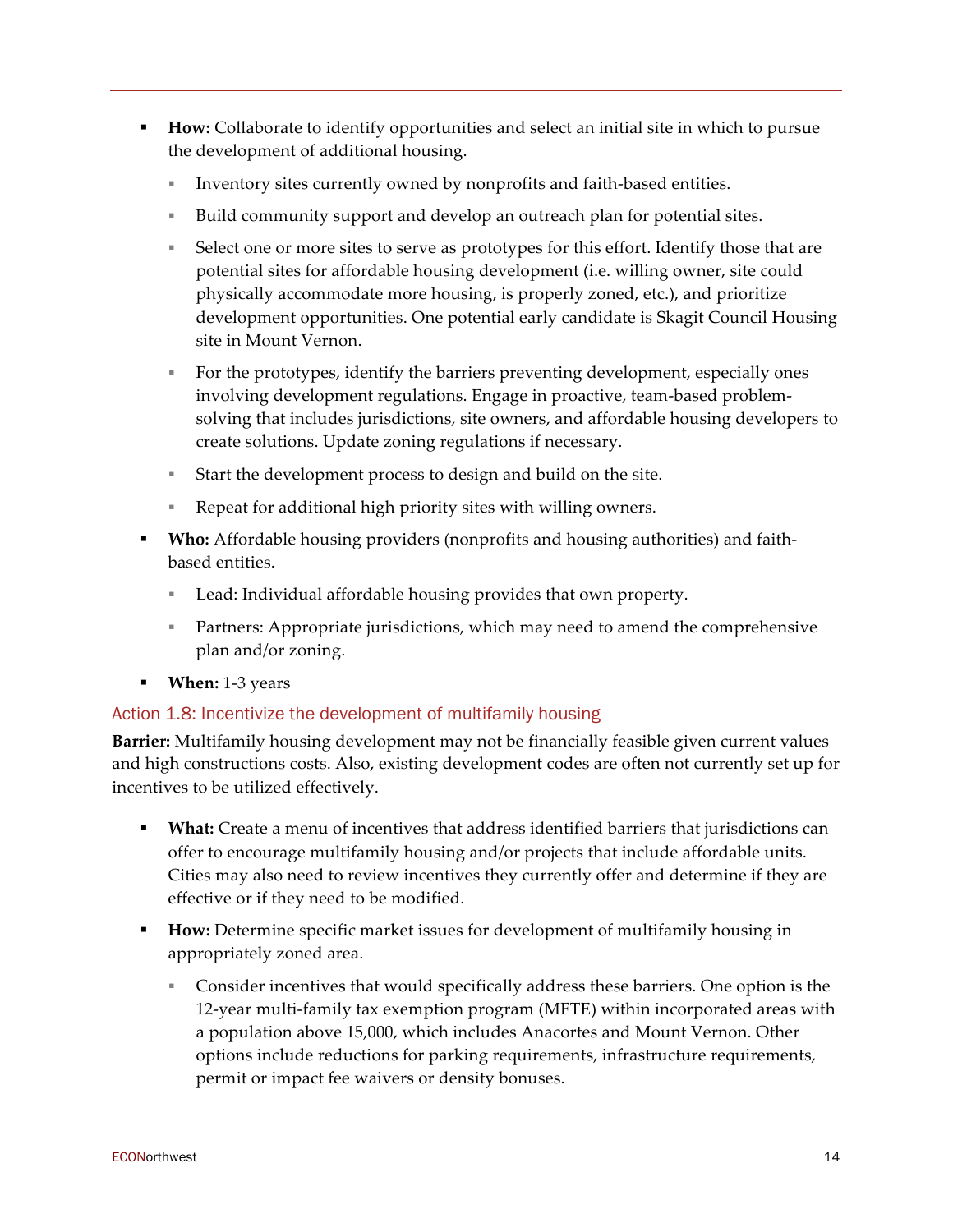- **How:** Collaborate to identify opportunities and select an initial site in which to pursue the development of additional housing.
  - Inventory sites currently owned by nonprofits and faith-based entities.
  - Build community support and develop an outreach plan for potential sites.
  - Select one or more sites to serve as prototypes for this effort. Identify those that are potential sites for affordable housing development (i.e. willing owner, site could physically accommodate more housing, is properly zoned, etc.), and prioritize development opportunities. One potential early candidate is Skagit Council Housing site in Mount Vernon.
  - For the prototypes, identify the barriers preventing development, especially ones involving development regulations. Engage in proactive, team-based problem-solving that includes jurisdictions, site owners, and affordable housing developers to create solutions. Update zoning regulations if necessary.
  - Start the development process to design and build on the site.
  - Repeat for additional high priority sites with willing owners.
- **Who:** Affordable housing providers (nonprofits and housing authorities) and faith-based entities.
  - Lead: Individual affordable housing provides that own property.
  - Partners: Appropriate jurisdictions, which may need to amend the comprehensive plan and/or zoning.
- **When:** 1-3 years

### Action 1.8: Incentivize the development of multifamily housing

**Barrier:** Multifamily housing development may not be financially feasible given current values and high constructions costs. Also, existing development codes are often not currently set up for incentives to be utilized effectively.

- **What:** Create a menu of incentives that address identified barriers that jurisdictions can offer to encourage multifamily housing and/or projects that include affordable units. Cities may also need to review incentives they currently offer and determine if they are effective or if they need to be modified.
- **How:** Determine specific market issues for development of multifamily housing in appropriately zoned area.
  - Consider incentives that would specifically address these barriers. One option is the 12-year multi-family tax exemption program (MFTE) within incorporated areas with a population above 15,000, which includes Anacortes and Mount Vernon. Other options include reductions for parking requirements, infrastructure requirements, permit or impact fee waivers or density bonuses.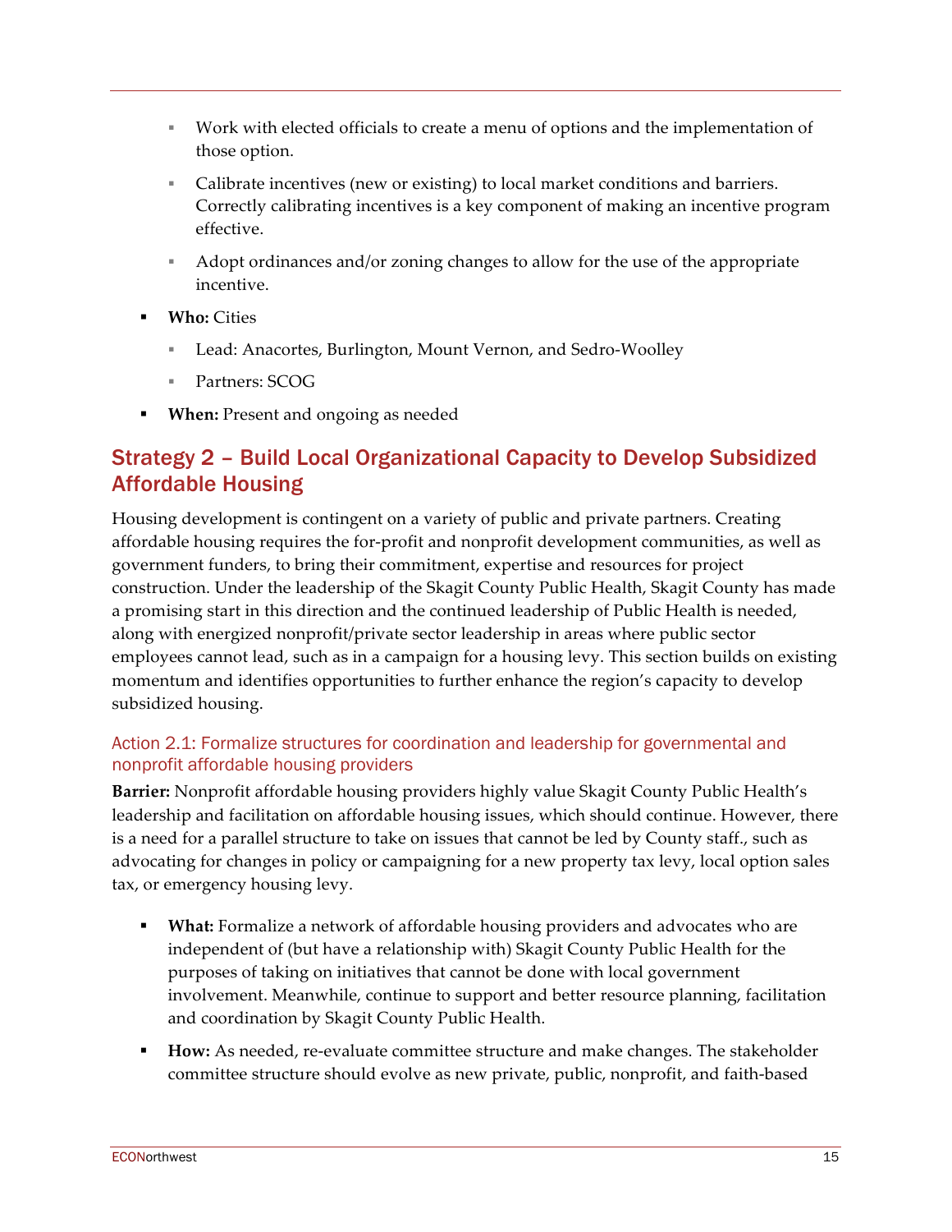- Work with elected officials to create a menu of options and the implementation of those option.
    - Calibrate incentives (new or existing) to local market conditions and barriers. Correctly calibrating incentives is a key component of making an incentive program effective.
    - Adopt ordinances and/or zoning changes to allow for the use of the appropriate incentive.
- **Who:** Cities
    - Lead: Anacortes, Burlington, Mount Vernon, and Sedro-Woolley
    - Partners: SCOG
- **When:** Present and ongoing as needed

## Strategy 2 – Build Local Organizational Capacity to Develop Subsidized Affordable Housing

Housing development is contingent on a variety of public and private partners. Creating affordable housing requires the for-profit and nonprofit development communities, as well as government funders, to bring their commitment, expertise and resources for project construction. Under the leadership of the Skagit County Public Health, Skagit County has made a promising start in this direction and the continued leadership of Public Health is needed, along with energized nonprofit/private sector leadership in areas where public sector employees cannot lead, such as in a campaign for a housing levy. This section builds on existing momentum and identifies opportunities to further enhance the region's capacity to develop subsidized housing.

### Action 2.1: Formalize structures for coordination and leadership for governmental and nonprofit affordable housing providers

**Barrier:** Nonprofit affordable housing providers highly value Skagit County Public Health's leadership and facilitation on affordable housing issues, which should continue. However, there is a need for a parallel structure to take on issues that cannot be led by County staff., such as advocating for changes in policy or campaigning for a new property tax levy, local option sales tax, or emergency housing levy.

- **What:** Formalize a network of affordable housing providers and advocates who are independent of (but have a relationship with) Skagit County Public Health for the purposes of taking on initiatives that cannot be done with local government involvement. Meanwhile, continue to support and better resource planning, facilitation and coordination by Skagit County Public Health.
- **How:** As needed, re-evaluate committee structure and make changes. The stakeholder committee structure should evolve as new private, public, nonprofit, and faith-based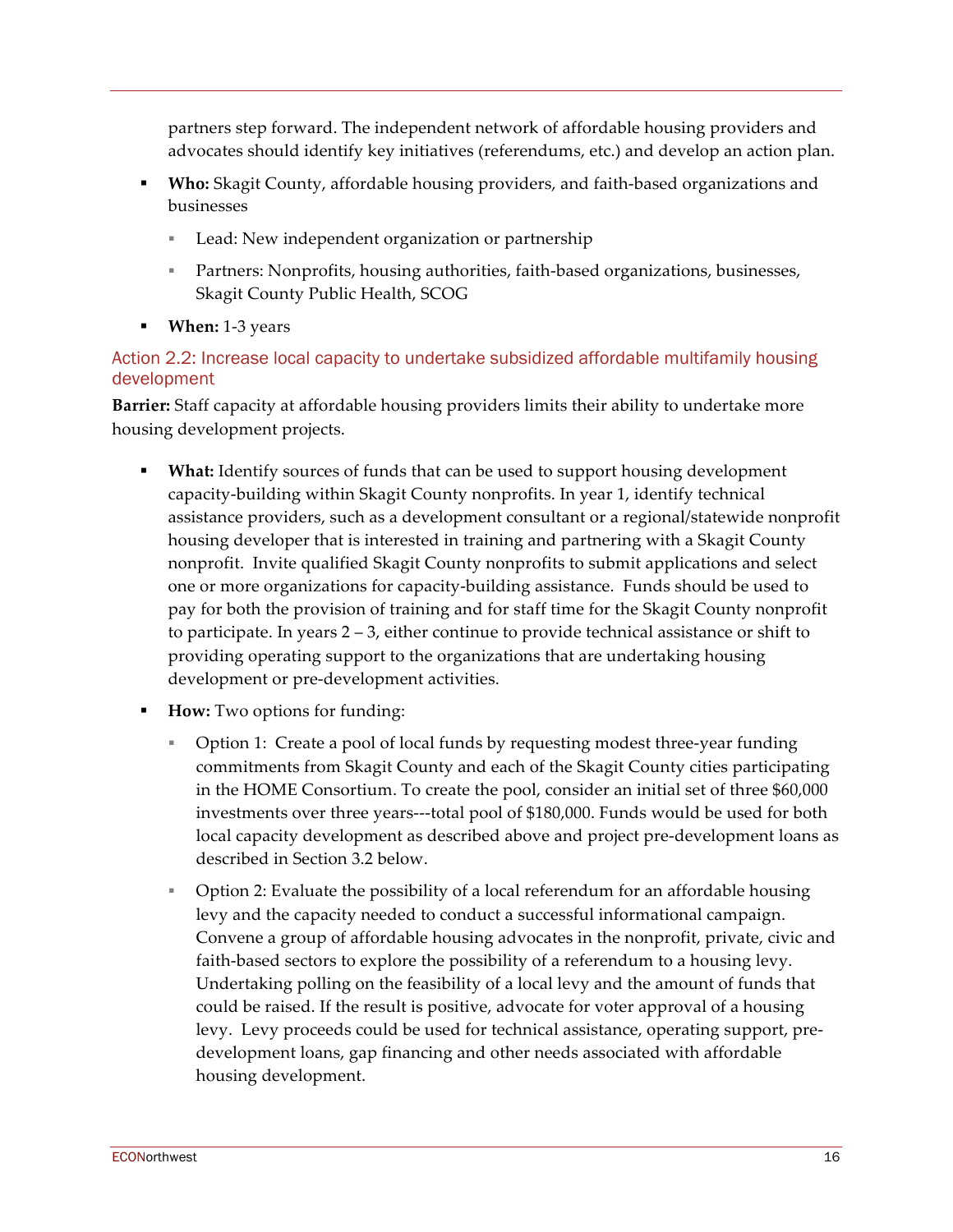partners step forward. The independent network of affordable housing providers and advocates should identify key initiatives (referendums, etc.) and develop an action plan.

- **Who:** Skagit County, affordable housing providers, and faith-based organizations and businesses
  - Lead: New independent organization or partnership
  - Partners: Nonprofits, housing authorities, faith-based organizations, businesses, Skagit County Public Health, SCOG
- **When:** 1-3 years

### Action 2.2: Increase local capacity to undertake subsidized affordable multifamily housing development

**Barrier:** Staff capacity at affordable housing providers limits their ability to undertake more housing development projects.

- **What:** Identify sources of funds that can be used to support housing development capacity-building within Skagit County nonprofits. In year 1, identify technical assistance providers, such as a development consultant or a regional/statewide nonprofit housing developer that is interested in training and partnering with a Skagit County nonprofit. Invite qualified Skagit County nonprofits to submit applications and select one or more organizations for capacity-building assistance. Funds should be used to pay for both the provision of training and for staff time for the Skagit County nonprofit to participate. In years 2 – 3, either continue to provide technical assistance or shift to providing operating support to the organizations that are undertaking housing development or pre-development activities.
- **How:** Two options for funding:
  - Option 1: Create a pool of local funds by requesting modest three-year funding commitments from Skagit County and each of the Skagit County cities participating in the HOME Consortium. To create the pool, consider an initial set of three $60,000 investments over three years---total pool of $180,000. Funds would be used for both local capacity development as described above and project pre-development loans as described in Section 3.2 below.
  - Option 2: Evaluate the possibility of a local referendum for an affordable housing levy and the capacity needed to conduct a successful informational campaign. Convene a group of affordable housing advocates in the nonprofit, private, civic and faith-based sectors to explore the possibility of a referendum to a housing levy. Undertaking polling on the feasibility of a local levy and the amount of funds that could be raised. If the result is positive, advocate for voter approval of a housing levy. Levy proceeds could be used for technical assistance, operating support, pre-development loans, gap financing and other needs associated with affordable housing development.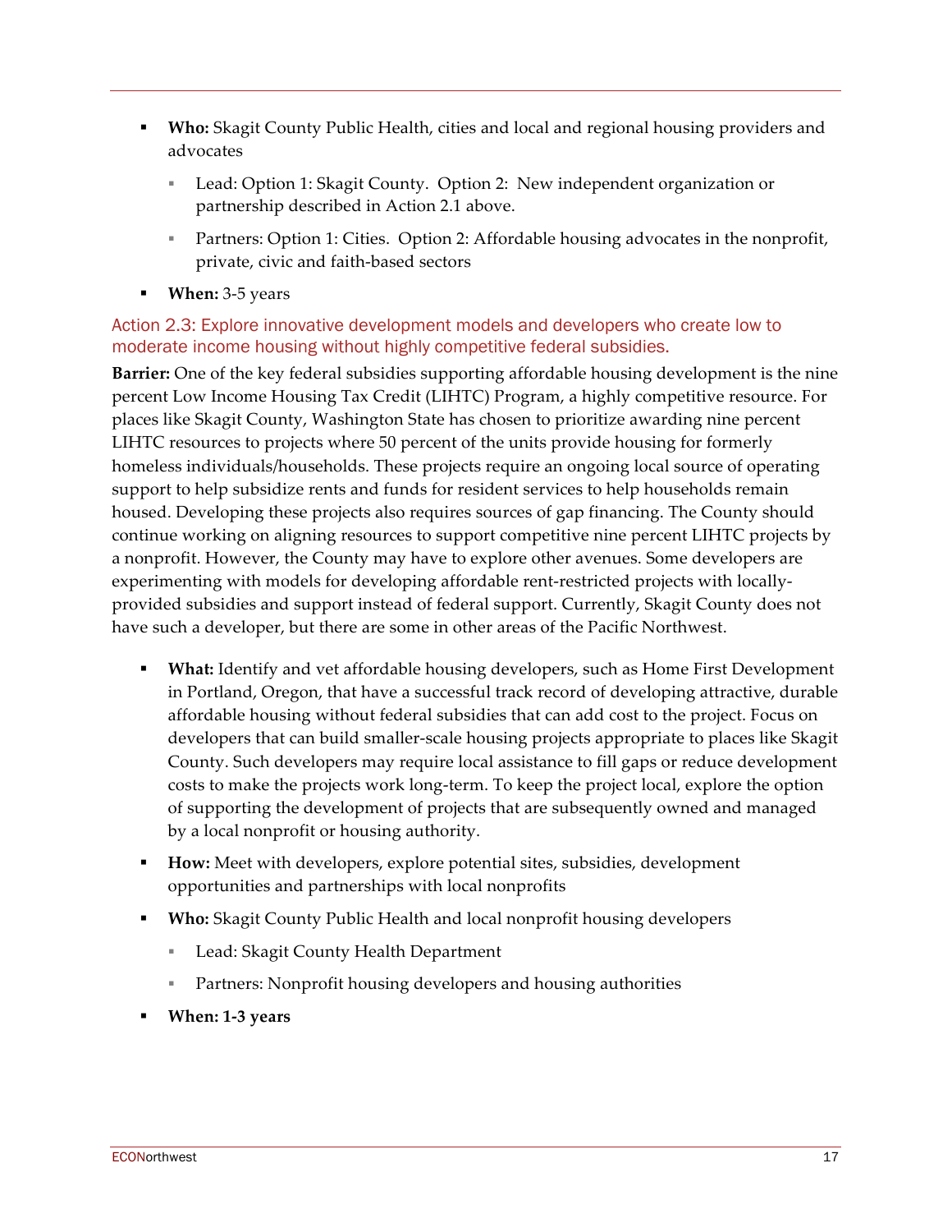- **Who:** Skagit County Public Health, cities and local and regional housing providers and advocates
    - Lead: Option 1: Skagit County. Option 2: New independent organization or partnership described in Action 2.1 above.
    - Partners: Option 1: Cities. Option 2: Affordable housing advocates in the nonprofit, private, civic and faith-based sectors
- **When:** 3-5 years

### Action 2.3: Explore innovative development models and developers who create low to moderate income housing without highly competitive federal subsidies.

**Barrier:** One of the key federal subsidies supporting affordable housing development is the nine percent Low Income Housing Tax Credit (LIHTC) Program, a highly competitive resource. For places like Skagit County, Washington State has chosen to prioritize awarding nine percent LIHTC resources to projects where 50 percent of the units provide housing for formerly homeless individuals/households. These projects require an ongoing local source of operating support to help subsidize rents and funds for resident services to help households remain housed. Developing these projects also requires sources of gap financing. The County should continue working on aligning resources to support competitive nine percent LIHTC projects by a nonprofit. However, the County may have to explore other avenues. Some developers are experimenting with models for developing affordable rent-restricted projects with locally-provided subsidies and support instead of federal support. Currently, Skagit County does not have such a developer, but there are some in other areas of the Pacific Northwest.

- **What:** Identify and vet affordable housing developers, such as Home First Development in Portland, Oregon, that have a successful track record of developing attractive, durable affordable housing without federal subsidies that can add cost to the project. Focus on developers that can build smaller-scale housing projects appropriate to places like Skagit County. Such developers may require local assistance to fill gaps or reduce development costs to make the projects work long-term. To keep the project local, explore the option of supporting the development of projects that are subsequently owned and managed by a local nonprofit or housing authority.
- **How:** Meet with developers, explore potential sites, subsidies, development opportunities and partnerships with local nonprofits
- **Who:** Skagit County Public Health and local nonprofit housing developers
    - Lead: Skagit County Health Department
    - Partners: Nonprofit housing developers and housing authorities
- **When: 1-3 years**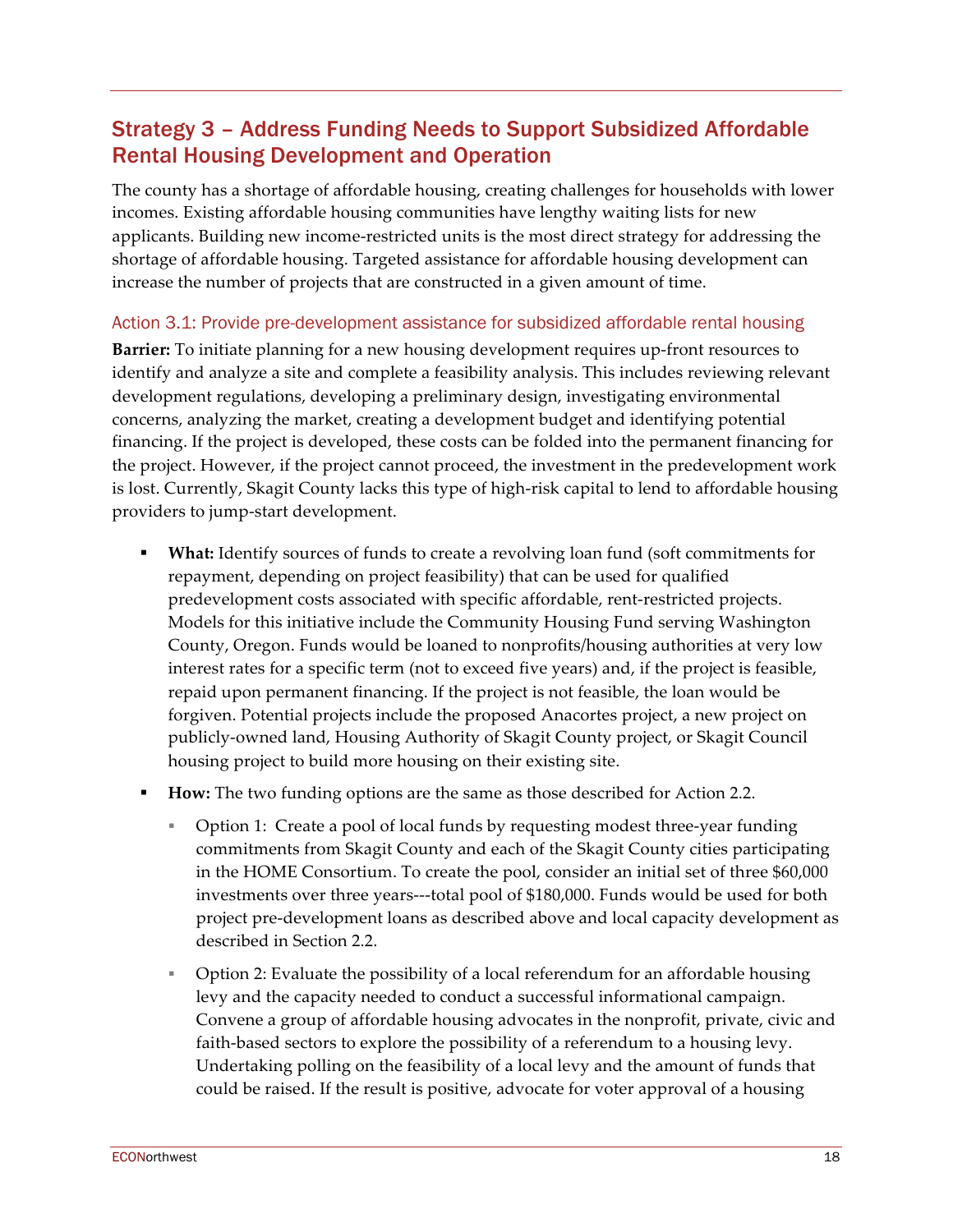## Strategy 3 – Address Funding Needs to Support Subsidized Affordable Rental Housing Development and Operation

The county has a shortage of affordable housing, creating challenges for households with lower incomes. Existing affordable housing communities have lengthy waiting lists for new applicants. Building new income-restricted units is the most direct strategy for addressing the shortage of affordable housing. Targeted assistance for affordable housing development can increase the number of projects that are constructed in a given amount of time.

### Action 3.1: Provide pre-development assistance for subsidized affordable rental housing

**Barrier:** To initiate planning for a new housing development requires up-front resources to identify and analyze a site and complete a feasibility analysis. This includes reviewing relevant development regulations, developing a preliminary design, investigating environmental concerns, analyzing the market, creating a development budget and identifying potential financing. If the project is developed, these costs can be folded into the permanent financing for the project. However, if the project cannot proceed, the investment in the predevelopment work is lost. Currently, Skagit County lacks this type of high-risk capital to lend to affordable housing providers to jump-start development.

- **What:** Identify sources of funds to create a revolving loan fund (soft commitments for repayment, depending on project feasibility) that can be used for qualified predevelopment costs associated with specific affordable, rent-restricted projects. Models for this initiative include the Community Housing Fund serving Washington County, Oregon. Funds would be loaned to nonprofits/housing authorities at very low interest rates for a specific term (not to exceed five years) and, if the project is feasible, repaid upon permanent financing. If the project is not feasible, the loan would be forgiven. Potential projects include the proposed Anacortes project, a new project on publicly-owned land, Housing Authority of Skagit County project, or Skagit Council housing project to build more housing on their existing site.
- **How:** The two funding options are the same as those described for Action 2.2.
  - Option 1: Create a pool of local funds by requesting modest three-year funding commitments from Skagit County and each of the Skagit County cities participating in the HOME Consortium. To create the pool, consider an initial set of three $60,000 investments over three years---total pool of $180,000. Funds would be used for both project pre-development loans as described above and local capacity development as described in Section 2.2.
  - Option 2: Evaluate the possibility of a local referendum for an affordable housing levy and the capacity needed to conduct a successful informational campaign. Convene a group of affordable housing advocates in the nonprofit, private, civic and faith-based sectors to explore the possibility of a referendum to a housing levy. Undertaking polling on the feasibility of a local levy and the amount of funds that could be raised. If the result is positive, advocate for voter approval of a housing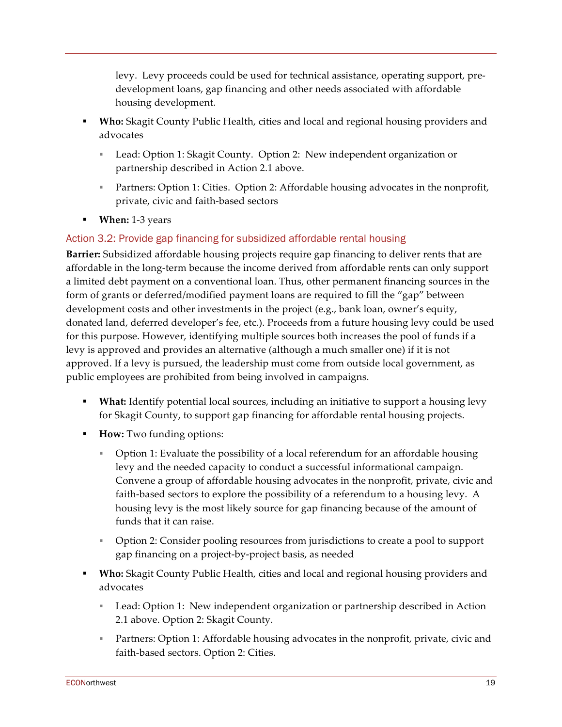levy. Levy proceeds could be used for technical assistance, operating support, pre-development loans, gap financing and other needs associated with affordable housing development.

- **Who:** Skagit County Public Health, cities and local and regional housing providers and advocates
  - Lead: Option 1: Skagit County. Option 2: New independent organization or partnership described in Action 2.1 above.
  - Partners: Option 1: Cities. Option 2: Affordable housing advocates in the nonprofit, private, civic and faith-based sectors
- **When:** 1-3 years

### Action 3.2: Provide gap financing for subsidized affordable rental housing

**Barrier:** Subsidized affordable housing projects require gap financing to deliver rents that are affordable in the long-term because the income derived from affordable rents can only support a limited debt payment on a conventional loan. Thus, other permanent financing sources in the form of grants or deferred/modified payment loans are required to fill the "gap" between development costs and other investments in the project (e.g., bank loan, owner's equity, donated land, deferred developer's fee, etc.). Proceeds from a future housing levy could be used for this purpose. However, identifying multiple sources both increases the pool of funds if a levy is approved and provides an alternative (although a much smaller one) if it is not approved. If a levy is pursued, the leadership must come from outside local government, as public employees are prohibited from being involved in campaigns.

- **What:** Identify potential local sources, including an initiative to support a housing levy for Skagit County, to support gap financing for affordable rental housing projects.
- **How:** Two funding options:
  - Option 1: Evaluate the possibility of a local referendum for an affordable housing levy and the needed capacity to conduct a successful informational campaign. Convene a group of affordable housing advocates in the nonprofit, private, civic and faith-based sectors to explore the possibility of a referendum to a housing levy. A housing levy is the most likely source for gap financing because of the amount of funds that it can raise.
  - Option 2: Consider pooling resources from jurisdictions to create a pool to support gap financing on a project-by-project basis, as needed
- **Who:** Skagit County Public Health, cities and local and regional housing providers and advocates
  - Lead: Option 1: New independent organization or partnership described in Action 2.1 above. Option 2: Skagit County.
  - Partners: Option 1: Affordable housing advocates in the nonprofit, private, civic and faith-based sectors. Option 2: Cities.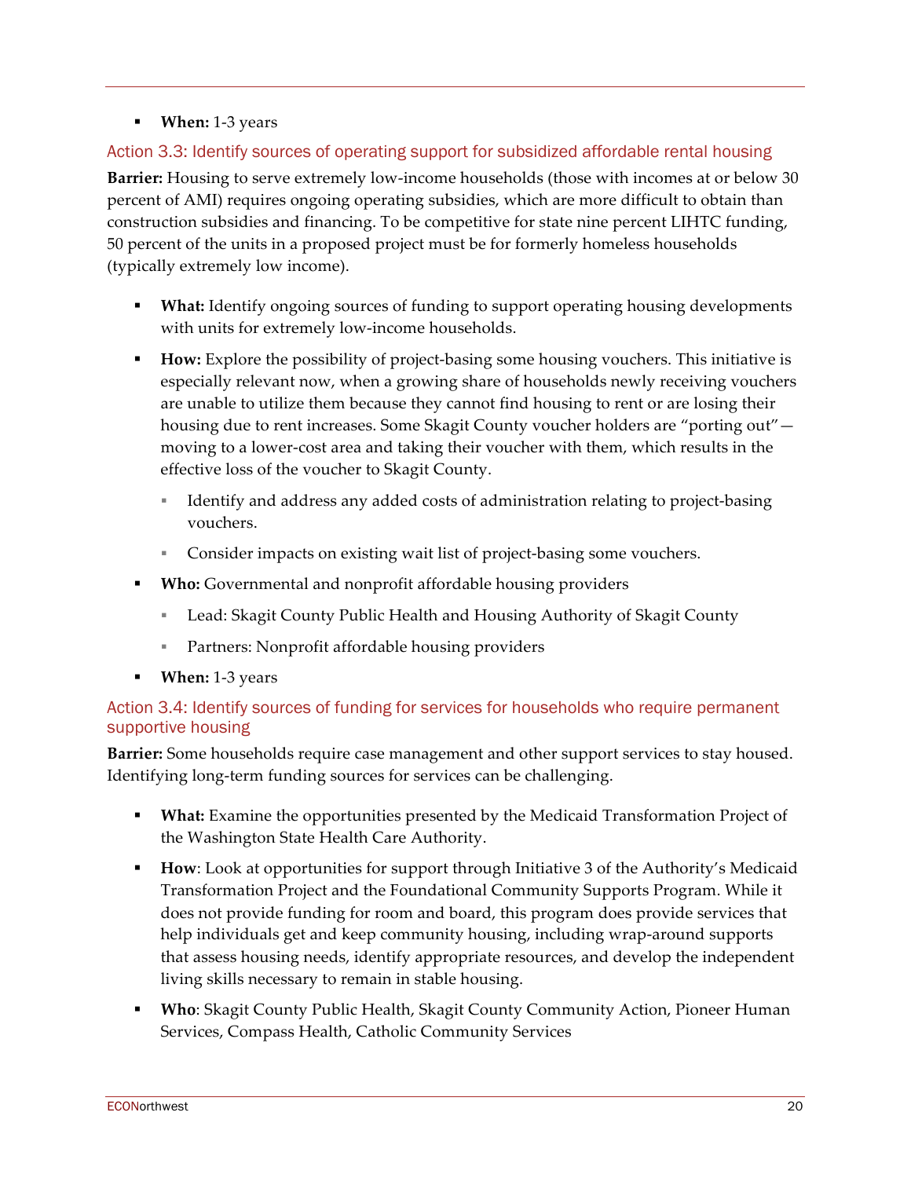- **When:** 1-3 years

### Action 3.3: Identify sources of operating support for subsidized affordable rental housing

**Barrier:** Housing to serve extremely low-income households (those with incomes at or below 30 percent of AMI) requires ongoing operating subsidies, which are more difficult to obtain than construction subsidies and financing. To be competitive for state nine percent LIHTC funding, 50 percent of the units in a proposed project must be for formerly homeless households (typically extremely low income).

- **What:** Identify ongoing sources of funding to support operating housing developments with units for extremely low-income households.
- **How:** Explore the possibility of project-basing some housing vouchers. This initiative is especially relevant now, when a growing share of households newly receiving vouchers are unable to utilize them because they cannot find housing to rent or are losing their housing due to rent increases. Some Skagit County voucher holders are "porting out"—moving to a lower-cost area and taking their voucher with them, which results in the effective loss of the voucher to Skagit County.
  - Identify and address any added costs of administration relating to project-basing vouchers.
  - Consider impacts on existing wait list of project-basing some vouchers.
- **Who:** Governmental and nonprofit affordable housing providers
  - Lead: Skagit County Public Health and Housing Authority of Skagit County
  - Partners: Nonprofit affordable housing providers
- **When:** 1-3 years

### Action 3.4: Identify sources of funding for services for households who require permanent supportive housing

**Barrier:** Some households require case management and other support services to stay housed. Identifying long-term funding sources for services can be challenging.

- **What:** Examine the opportunities presented by the Medicaid Transformation Project of the Washington State Health Care Authority.
- **How**: Look at opportunities for support through Initiative 3 of the Authority's Medicaid Transformation Project and the Foundational Community Supports Program. While it does not provide funding for room and board, this program does provide services that help individuals get and keep community housing, including wrap-around supports that assess housing needs, identify appropriate resources, and develop the independent living skills necessary to remain in stable housing.
- **Who**: Skagit County Public Health, Skagit County Community Action, Pioneer Human Services, Compass Health, Catholic Community Services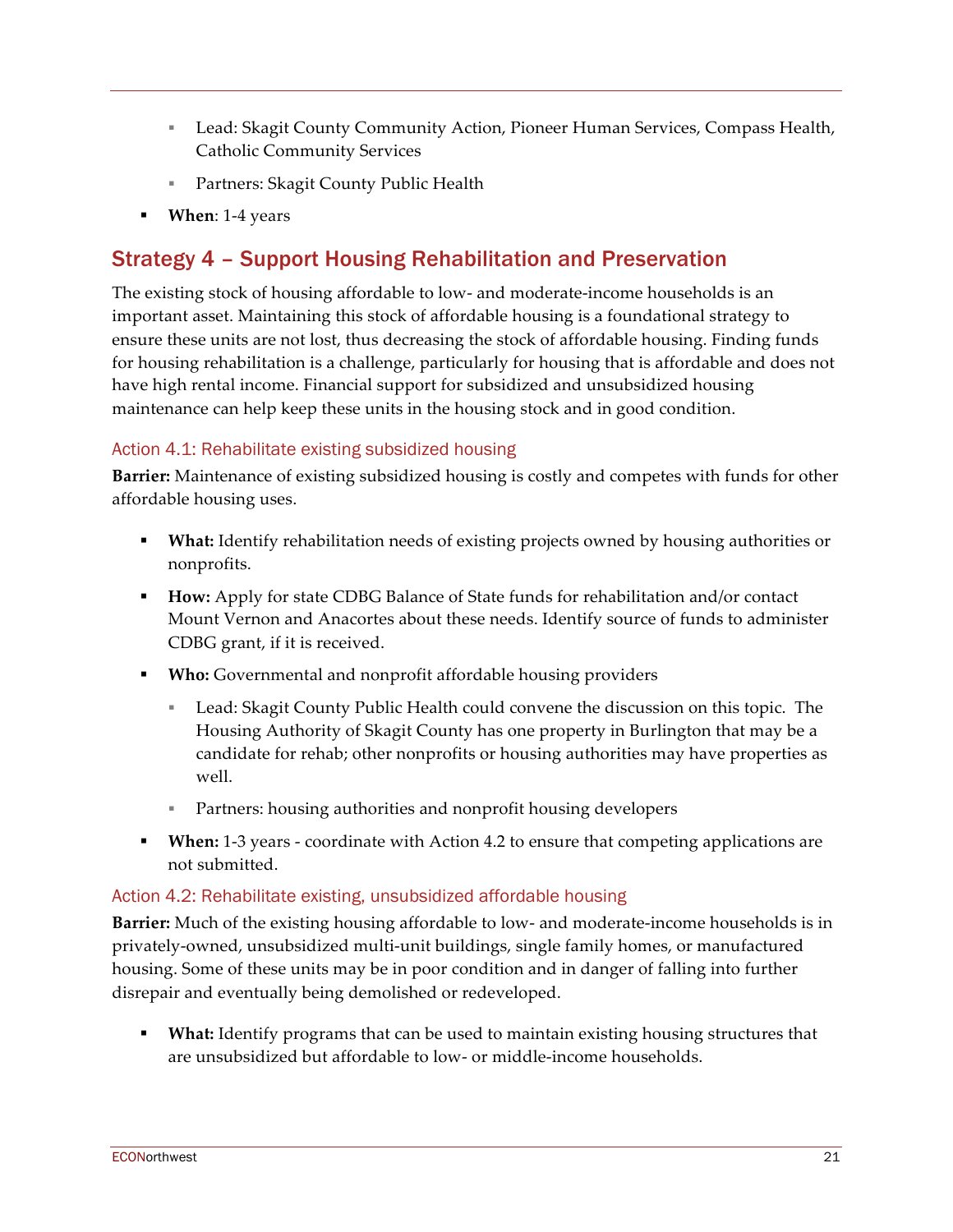- Lead: Skagit County Community Action, Pioneer Human Services, Compass Health, Catholic Community Services
  - Partners: Skagit County Public Health
- **When**: 1-4 years

## Strategy 4 – Support Housing Rehabilitation and Preservation

The existing stock of housing affordable to low- and moderate-income households is an important asset. Maintaining this stock of affordable housing is a foundational strategy to ensure these units are not lost, thus decreasing the stock of affordable housing. Finding funds for housing rehabilitation is a challenge, particularly for housing that is affordable and does not have high rental income. Financial support for subsidized and unsubsidized housing maintenance can help keep these units in the housing stock and in good condition.

### Action 4.1: Rehabilitate existing subsidized housing

**Barrier:** Maintenance of existing subsidized housing is costly and competes with funds for other affordable housing uses.

- **What:** Identify rehabilitation needs of existing projects owned by housing authorities or nonprofits.
- **How:** Apply for state CDBG Balance of State funds for rehabilitation and/or contact Mount Vernon and Anacortes about these needs. Identify source of funds to administer CDBG grant, if it is received.
- **Who:** Governmental and nonprofit affordable housing providers
  - Lead: Skagit County Public Health could convene the discussion on this topic. The Housing Authority of Skagit County has one property in Burlington that may be a candidate for rehab; other nonprofits or housing authorities may have properties as well.
  - Partners: housing authorities and nonprofit housing developers
- **When:** 1-3 years - coordinate with Action 4.2 to ensure that competing applications are not submitted.

### Action 4.2: Rehabilitate existing, unsubsidized affordable housing

**Barrier:** Much of the existing housing affordable to low- and moderate-income households is in privately-owned, unsubsidized multi-unit buildings, single family homes, or manufactured housing. Some of these units may be in poor condition and in danger of falling into further disrepair and eventually being demolished or redeveloped.

- **What:** Identify programs that can be used to maintain existing housing structures that are unsubsidized but affordable to low- or middle-income households.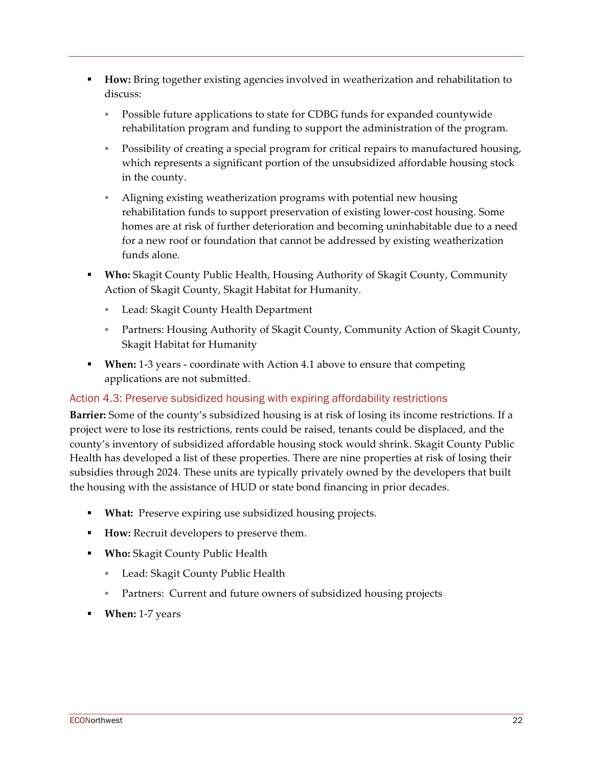- **How:** Bring together existing agencies involved in weatherization and rehabilitation to discuss:
  - Possible future applications to state for CDBG funds for expanded countywide rehabilitation program and funding to support the administration of the program.
  - Possibility of creating a special program for critical repairs to manufactured housing, which represents a significant portion of the unsubsidized affordable housing stock in the county.
  - Aligning existing weatherization programs with potential new housing rehabilitation funds to support preservation of existing lower-cost housing. Some homes are at risk of further deterioration and becoming uninhabitable due to a need for a new roof or foundation that cannot be addressed by existing weatherization funds alone.
- **Who:** Skagit County Public Health, Housing Authority of Skagit County, Community Action of Skagit County, Skagit Habitat for Humanity.
  - Lead: Skagit County Health Department
  - Partners: Housing Authority of Skagit County, Community Action of Skagit County, Skagit Habitat for Humanity
- **When:** 1-3 years - coordinate with Action 4.1 above to ensure that competing applications are not submitted.

### Action 4.3: Preserve subsidized housing with expiring affordability restrictions

**Barrier:** Some of the county's subsidized housing is at risk of losing its income restrictions. If a project were to lose its restrictions, rents could be raised, tenants could be displaced, and the county's inventory of subsidized affordable housing stock would shrink. Skagit County Public Health has developed a list of these properties. There are nine properties at risk of losing their subsidies through 2024. These units are typically privately owned by the developers that built the housing with the assistance of HUD or state bond financing in prior decades.

- **What:** Preserve expiring use subsidized housing projects.
- **How:** Recruit developers to preserve them.
- **Who:** Skagit County Public Health
  - Lead: Skagit County Public Health
  - Partners: Current and future owners of subsidized housing projects
- **When:** 1-7 years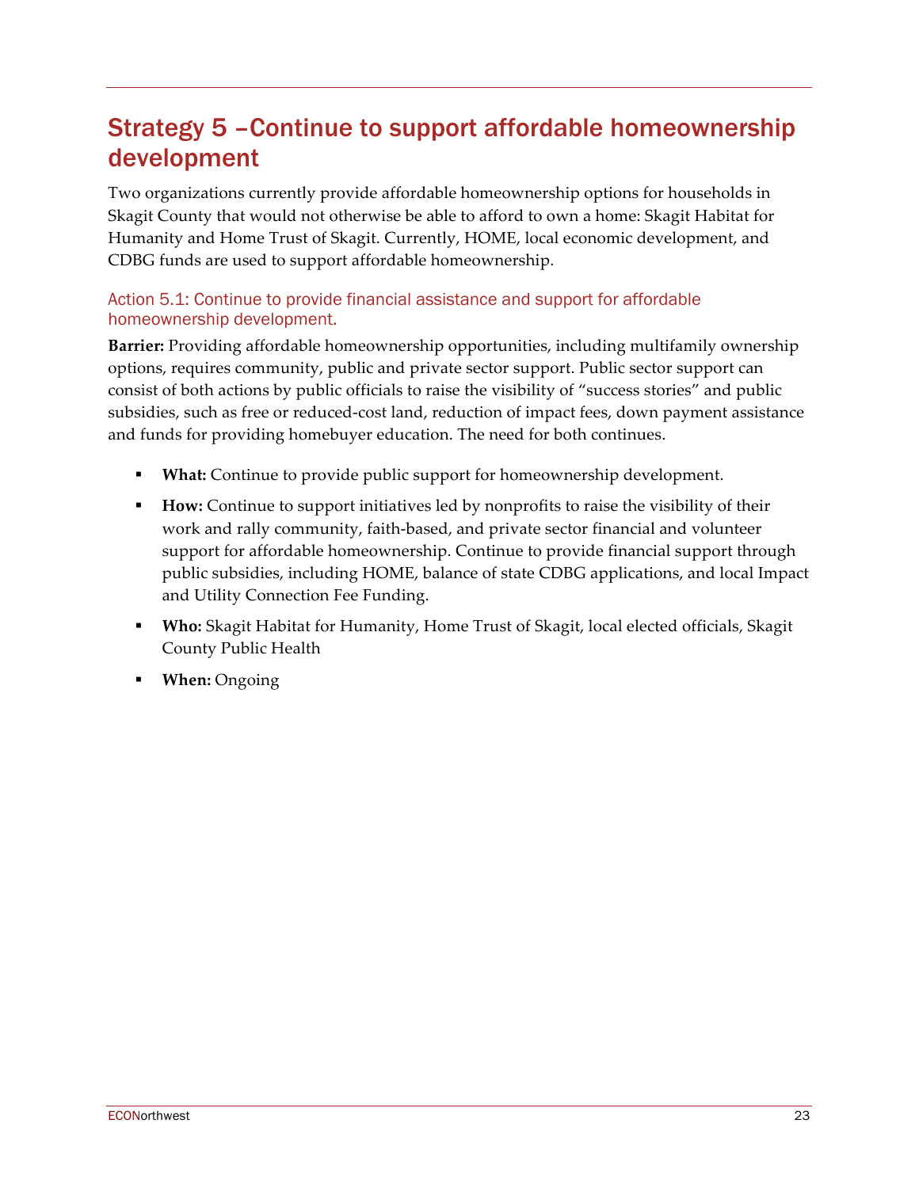## Strategy 5 –Continue to support affordable homeownership development

Two organizations currently provide affordable homeownership options for households in Skagit County that would not otherwise be able to afford to own a home: Skagit Habitat for Humanity and Home Trust of Skagit. Currently, HOME, local economic development, and CDBG funds are used to support affordable homeownership.

### Action 5.1: Continue to provide financial assistance and support for affordable homeownership development.

**Barrier:** Providing affordable homeownership opportunities, including multifamily ownership options, requires community, public and private sector support. Public sector support can consist of both actions by public officials to raise the visibility of "success stories" and public subsidies, such as free or reduced-cost land, reduction of impact fees, down payment assistance and funds for providing homebuyer education. The need for both continues.

- **What:** Continue to provide public support for homeownership development.
- **How:** Continue to support initiatives led by nonprofits to raise the visibility of their work and rally community, faith-based, and private sector financial and volunteer support for affordable homeownership. Continue to provide financial support through public subsidies, including HOME, balance of state CDBG applications, and local Impact and Utility Connection Fee Funding.
- **Who:** Skagit Habitat for Humanity, Home Trust of Skagit, local elected officials, Skagit County Public Health
- **When:** Ongoing